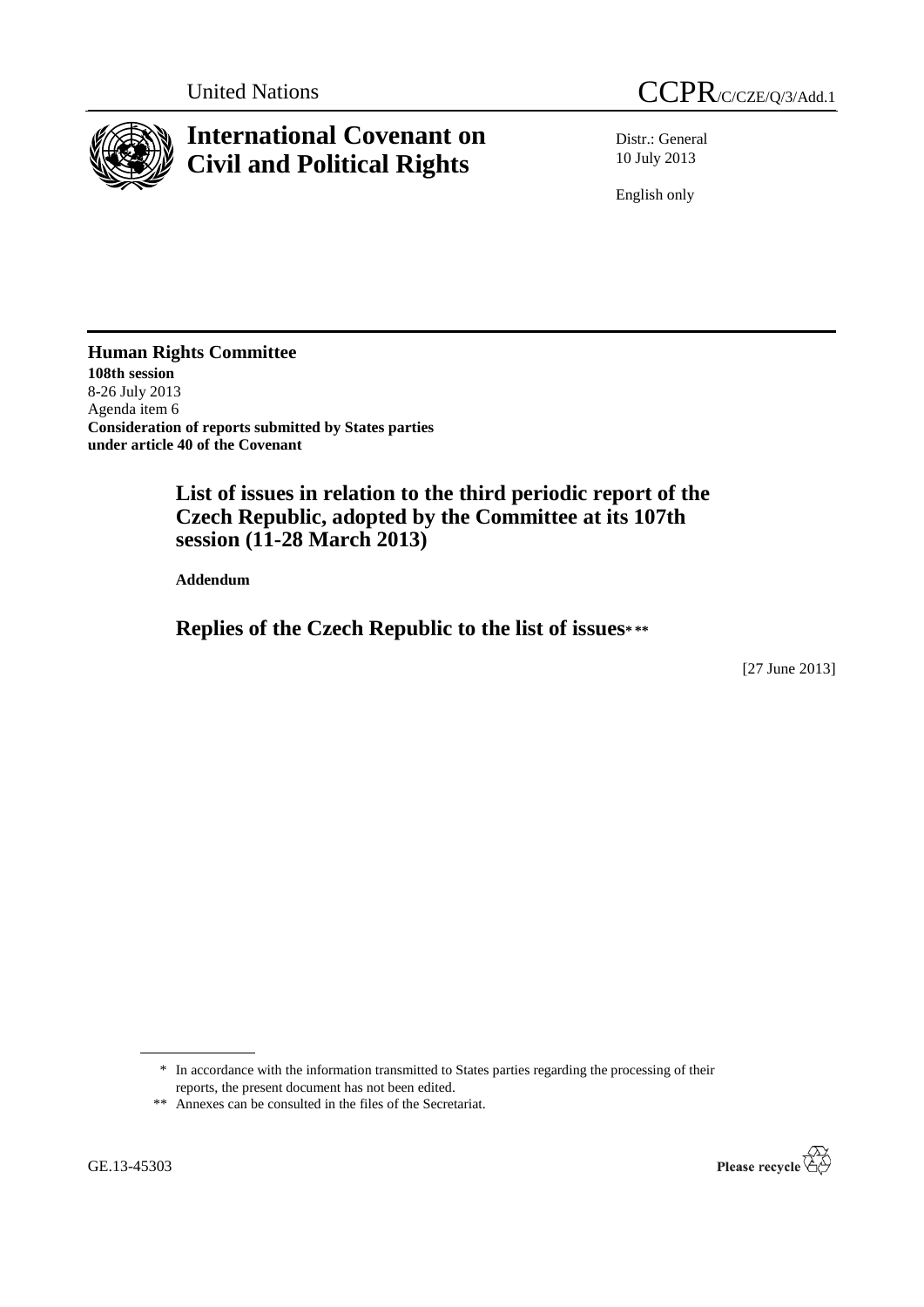United Nations

CCPR/C/CZE/Q/3/Add.1

# International Covenant on Civil and Political Rights

Distr.: General
10 July 2013

English only

**Human Rights Committee**
**108th session**
8-26 July 2013
Agenda item 6
**Consideration of reports submitted by States parties under article 40 of the Covenant**

## List of issues in relation to the third periodic report of the Czech Republic, adopted by the Committee at its 107th session (11-28 March 2013)

**Addendum**

## Replies of the Czech Republic to the list of issues* **

[27 June 2013]

\* In accordance with the information transmitted to States parties regarding the processing of their reports, the present document has not been edited.

\*\* Annexes can be consulted in the files of the Secretariat.

GE.13-45303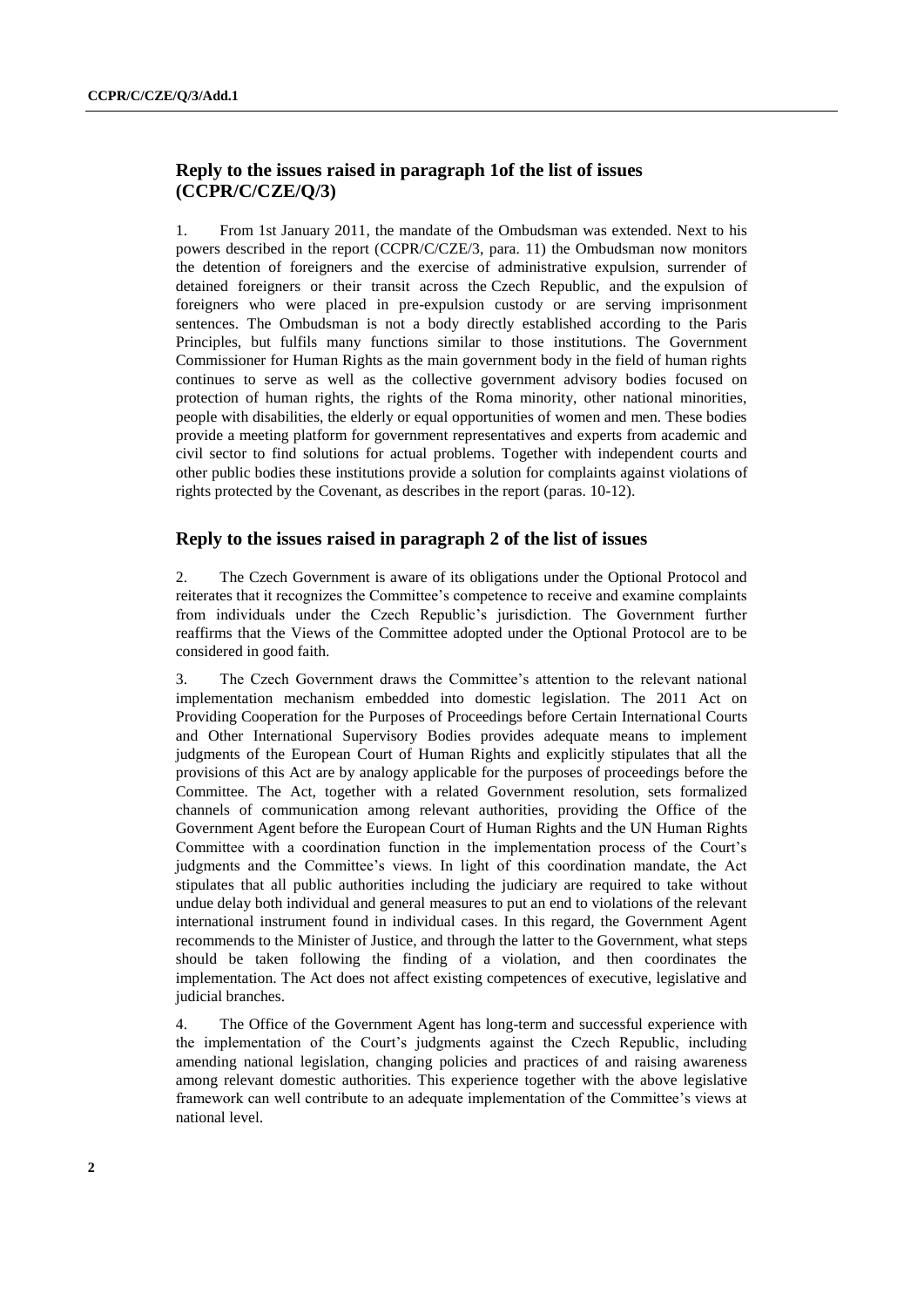## Reply to the issues raised in paragraph 1of the list of issues (CCPR/C/CZE/Q/3)

1. From 1st January 2011, the mandate of the Ombudsman was extended. Next to his powers described in the report (CCPR/C/CZE/3, para. 11) the Ombudsman now monitors the detention of foreigners and the exercise of administrative expulsion, surrender of detained foreigners or their transit across the Czech Republic, and the expulsion of foreigners who were placed in pre-expulsion custody or are serving imprisonment sentences. The Ombudsman is not a body directly established according to the Paris Principles, but fulfils many functions similar to those institutions. The Government Commissioner for Human Rights as the main government body in the field of human rights continues to serve as well as the collective government advisory bodies focused on protection of human rights, the rights of the Roma minority, other national minorities, people with disabilities, the elderly or equal opportunities of women and men. These bodies provide a meeting platform for government representatives and experts from academic and civil sector to find solutions for actual problems. Together with independent courts and other public bodies these institutions provide a solution for complaints against violations of rights protected by the Covenant, as describes in the report (paras. 10-12).

## Reply to the issues raised in paragraph 2 of the list of issues

2. The Czech Government is aware of its obligations under the Optional Protocol and reiterates that it recognizes the Committee's competence to receive and examine complaints from individuals under the Czech Republic's jurisdiction. The Government further reaffirms that the Views of the Committee adopted under the Optional Protocol are to be considered in good faith.

3. The Czech Government draws the Committee's attention to the relevant national implementation mechanism embedded into domestic legislation. The 2011 Act on Providing Cooperation for the Purposes of Proceedings before Certain International Courts and Other International Supervisory Bodies provides adequate means to implement judgments of the European Court of Human Rights and explicitly stipulates that all the provisions of this Act are by analogy applicable for the purposes of proceedings before the Committee. The Act, together with a related Government resolution, sets formalized channels of communication among relevant authorities, providing the Office of the Government Agent before the European Court of Human Rights and the UN Human Rights Committee with a coordination function in the implementation process of the Court's judgments and the Committee's views. In light of this coordination mandate, the Act stipulates that all public authorities including the judiciary are required to take without undue delay both individual and general measures to put an end to violations of the relevant international instrument found in individual cases. In this regard, the Government Agent recommends to the Minister of Justice, and through the latter to the Government, what steps should be taken following the finding of a violation, and then coordinates the implementation. The Act does not affect existing competences of executive, legislative and judicial branches.

4. The Office of the Government Agent has long-term and successful experience with the implementation of the Court's judgments against the Czech Republic, including amending national legislation, changing policies and practices of and raising awareness among relevant domestic authorities. This experience together with the above legislative framework can well contribute to an adequate implementation of the Committee's views at national level.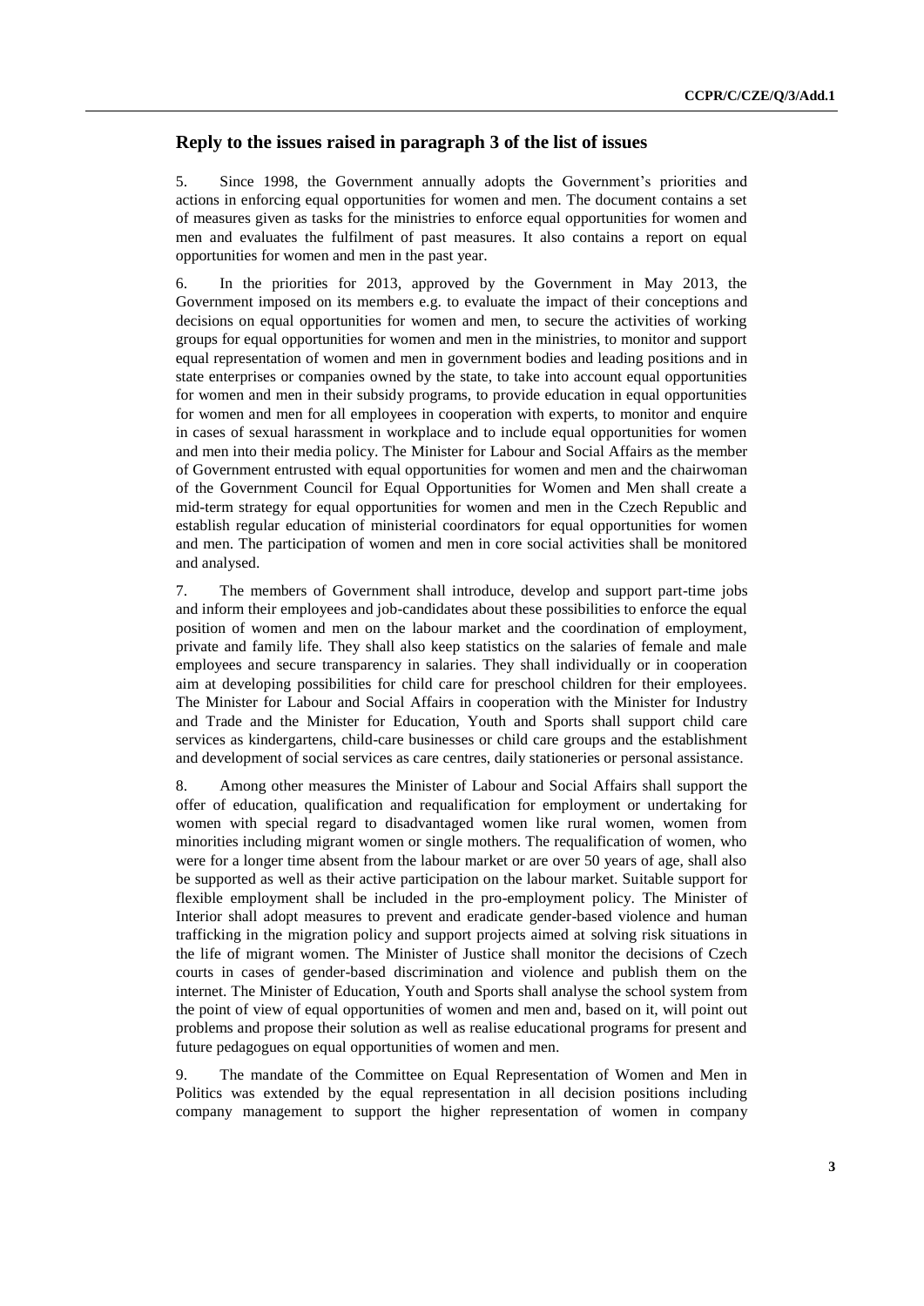## Reply to the issues raised in paragraph 3 of the list of issues

5. Since 1998, the Government annually adopts the Government's priorities and actions in enforcing equal opportunities for women and men. The document contains a set of measures given as tasks for the ministries to enforce equal opportunities for women and men and evaluates the fulfilment of past measures. It also contains a report on equal opportunities for women and men in the past year.

6. In the priorities for 2013, approved by the Government in May 2013, the Government imposed on its members e.g. to evaluate the impact of their conceptions and decisions on equal opportunities for women and men, to secure the activities of working groups for equal opportunities for women and men in the ministries, to monitor and support equal representation of women and men in government bodies and leading positions and in state enterprises or companies owned by the state, to take into account equal opportunities for women and men in their subsidy programs, to provide education in equal opportunities for women and men for all employees in cooperation with experts, to monitor and enquire in cases of sexual harassment in workplace and to include equal opportunities for women and men into their media policy. The Minister for Labour and Social Affairs as the member of Government entrusted with equal opportunities for women and men and the chairwoman of the Government Council for Equal Opportunities for Women and Men shall create a mid-term strategy for equal opportunities for women and men in the Czech Republic and establish regular education of ministerial coordinators for equal opportunities for women and men. The participation of women and men in core social activities shall be monitored and analysed.

7. The members of Government shall introduce, develop and support part-time jobs and inform their employees and job-candidates about these possibilities to enforce the equal position of women and men on the labour market and the coordination of employment, private and family life. They shall also keep statistics on the salaries of female and male employees and secure transparency in salaries. They shall individually or in cooperation aim at developing possibilities for child care for preschool children for their employees. The Minister for Labour and Social Affairs in cooperation with the Minister for Industry and Trade and the Minister for Education, Youth and Sports shall support child care services as kindergartens, child-care businesses or child care groups and the establishment and development of social services as care centres, daily stationeries or personal assistance.

8. Among other measures the Minister of Labour and Social Affairs shall support the offer of education, qualification and requalification for employment or undertaking for women with special regard to disadvantaged women like rural women, women from minorities including migrant women or single mothers. The requalification of women, who were for a longer time absent from the labour market or are over 50 years of age, shall also be supported as well as their active participation on the labour market. Suitable support for flexible employment shall be included in the pro-employment policy. The Minister of Interior shall adopt measures to prevent and eradicate gender-based violence and human trafficking in the migration policy and support projects aimed at solving risk situations in the life of migrant women. The Minister of Justice shall monitor the decisions of Czech courts in cases of gender-based discrimination and violence and publish them on the internet. The Minister of Education, Youth and Sports shall analyse the school system from the point of view of equal opportunities of women and men and, based on it, will point out problems and propose their solution as well as realise educational programs for present and future pedagogues on equal opportunities of women and men.

9. The mandate of the Committee on Equal Representation of Women and Men in Politics was extended by the equal representation in all decision positions including company management to support the higher representation of women in company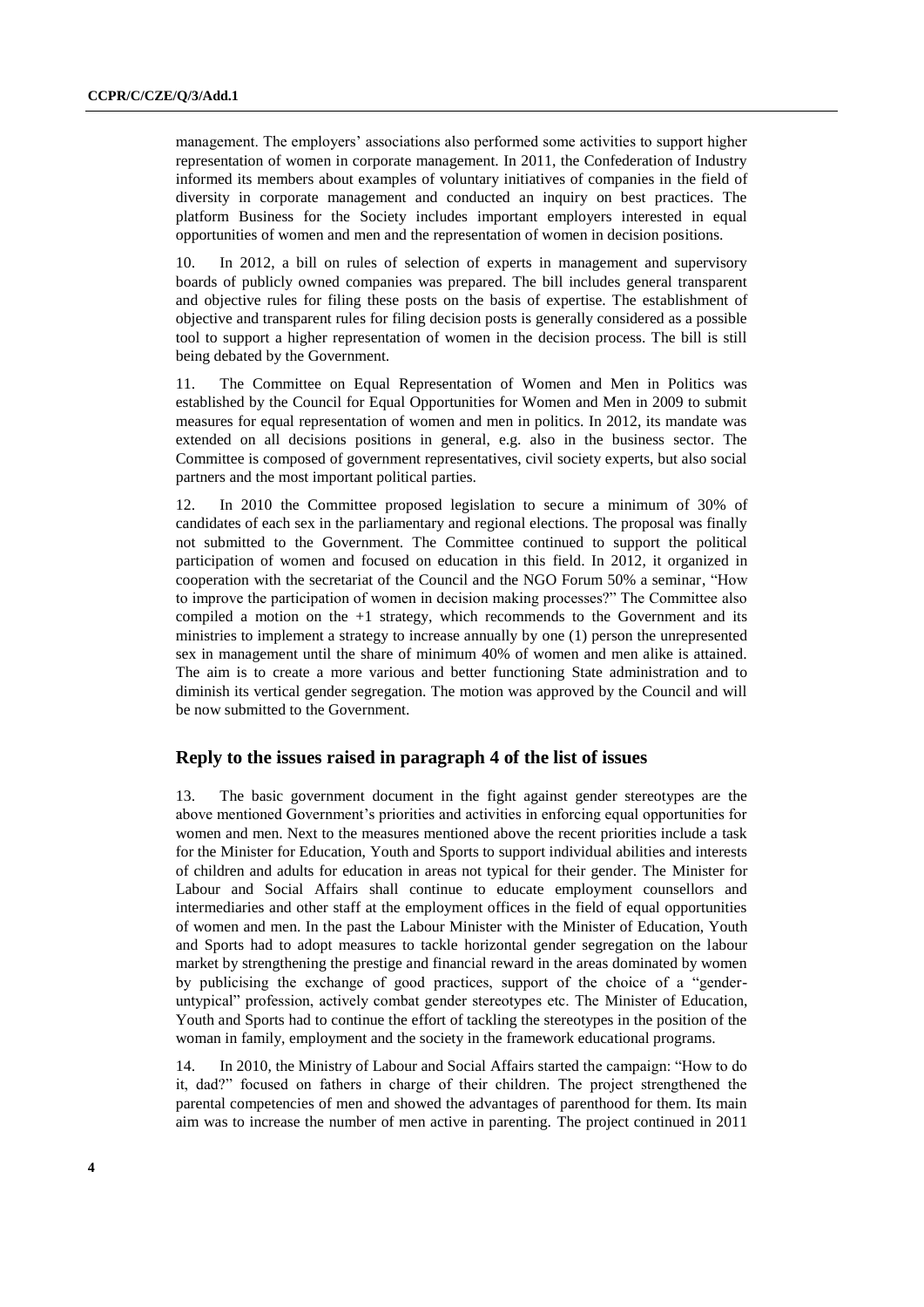management. The employers' associations also performed some activities to support higher representation of women in corporate management. In 2011, the Confederation of Industry informed its members about examples of voluntary initiatives of companies in the field of diversity in corporate management and conducted an inquiry on best practices. The platform Business for the Society includes important employers interested in equal opportunities of women and men and the representation of women in decision positions.

10. In 2012, a bill on rules of selection of experts in management and supervisory boards of publicly owned companies was prepared. The bill includes general transparent and objective rules for filing these posts on the basis of expertise. The establishment of objective and transparent rules for filing decision posts is generally considered as a possible tool to support a higher representation of women in the decision process. The bill is still being debated by the Government.

11. The Committee on Equal Representation of Women and Men in Politics was established by the Council for Equal Opportunities for Women and Men in 2009 to submit measures for equal representation of women and men in politics. In 2012, its mandate was extended on all decisions positions in general, e.g. also in the business sector. The Committee is composed of government representatives, civil society experts, but also social partners and the most important political parties.

12. In 2010 the Committee proposed legislation to secure a minimum of 30% of candidates of each sex in the parliamentary and regional elections. The proposal was finally not submitted to the Government. The Committee continued to support the political participation of women and focused on education in this field. In 2012, it organized in cooperation with the secretariat of the Council and the NGO Forum 50% a seminar, "How to improve the participation of women in decision making processes?" The Committee also compiled a motion on the +1 strategy, which recommends to the Government and its ministries to implement a strategy to increase annually by one (1) person the unrepresented sex in management until the share of minimum 40% of women and men alike is attained. The aim is to create a more various and better functioning State administration and to diminish its vertical gender segregation. The motion was approved by the Council and will be now submitted to the Government.

## Reply to the issues raised in paragraph 4 of the list of issues

13. The basic government document in the fight against gender stereotypes are the above mentioned Government's priorities and activities in enforcing equal opportunities for women and men. Next to the measures mentioned above the recent priorities include a task for the Minister for Education, Youth and Sports to support individual abilities and interests of children and adults for education in areas not typical for their gender. The Minister for Labour and Social Affairs shall continue to educate employment counsellors and intermediaries and other staff at the employment offices in the field of equal opportunities of women and men. In the past the Labour Minister with the Minister of Education, Youth and Sports had to adopt measures to tackle horizontal gender segregation on the labour market by strengthening the prestige and financial reward in the areas dominated by women by publicising the exchange of good practices, support of the choice of a "gender-untypical" profession, actively combat gender stereotypes etc. The Minister of Education, Youth and Sports had to continue the effort of tackling the stereotypes in the position of the woman in family, employment and the society in the framework educational programs.

14. In 2010, the Ministry of Labour and Social Affairs started the campaign: "How to do it, dad?" focused on fathers in charge of their children. The project strengthened the parental competencies of men and showed the advantages of parenthood for them. Its main aim was to increase the number of men active in parenting. The project continued in 2011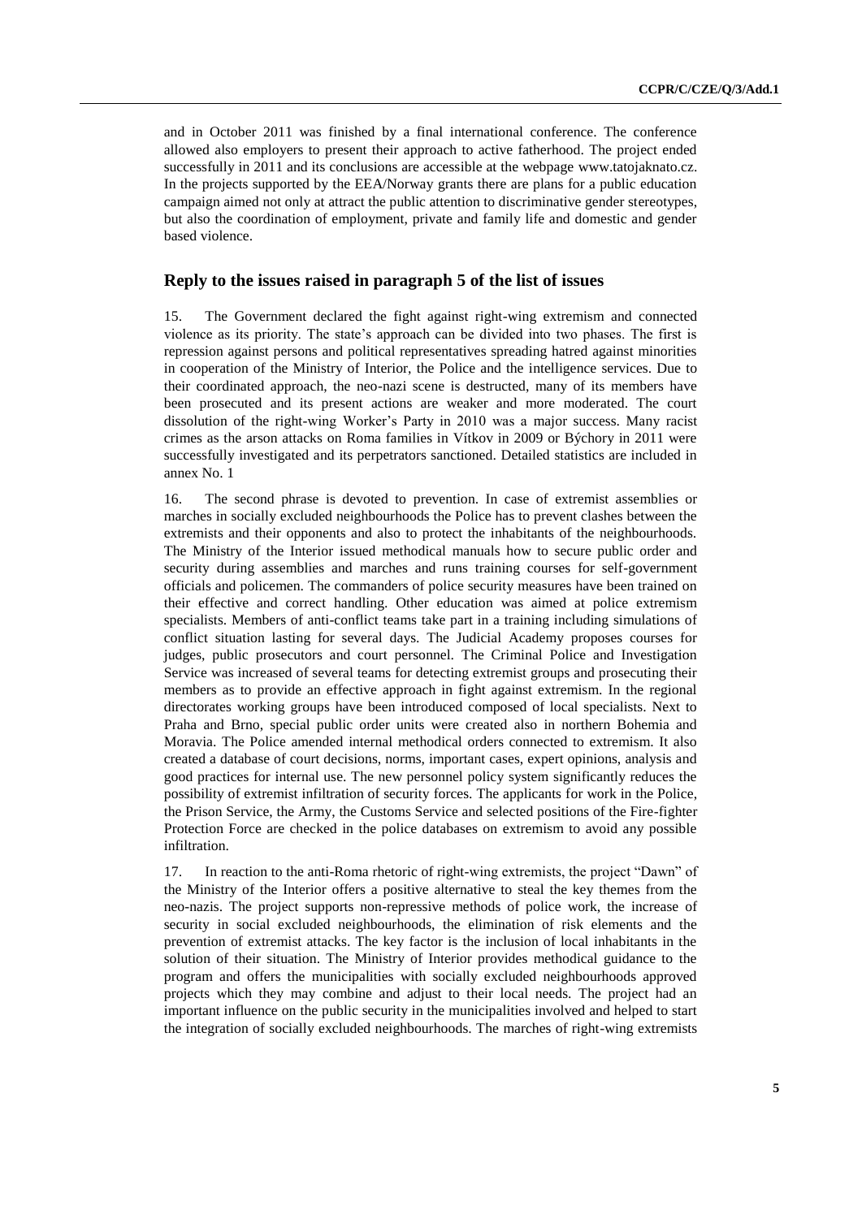and in October 2011 was finished by a final international conference. The conference allowed also employers to present their approach to active fatherhood. The project ended successfully in 2011 and its conclusions are accessible at the webpage www.tatojaknato.cz. In the projects supported by the EEA/Norway grants there are plans for a public education campaign aimed not only at attract the public attention to discriminative gender stereotypes, but also the coordination of employment, private and family life and domestic and gender based violence.

## Reply to the issues raised in paragraph 5 of the list of issues

15. The Government declared the fight against right-wing extremism and connected violence as its priority. The state's approach can be divided into two phases. The first is repression against persons and political representatives spreading hatred against minorities in cooperation of the Ministry of Interior, the Police and the intelligence services. Due to their coordinated approach, the neo-nazi scene is destructed, many of its members have been prosecuted and its present actions are weaker and more moderated. The court dissolution of the right-wing Worker's Party in 2010 was a major success. Many racist crimes as the arson attacks on Roma families in Vítkov in 2009 or Býchory in 2011 were successfully investigated and its perpetrators sanctioned. Detailed statistics are included in annex No. 1

16. The second phrase is devoted to prevention. In case of extremist assemblies or marches in socially excluded neighbourhoods the Police has to prevent clashes between the extremists and their opponents and also to protect the inhabitants of the neighbourhoods. The Ministry of the Interior issued methodical manuals how to secure public order and security during assemblies and marches and runs training courses for self-government officials and policemen. The commanders of police security measures have been trained on their effective and correct handling. Other education was aimed at police extremism specialists. Members of anti-conflict teams take part in a training including simulations of conflict situation lasting for several days. The Judicial Academy proposes courses for judges, public prosecutors and court personnel. The Criminal Police and Investigation Service was increased of several teams for detecting extremist groups and prosecuting their members as to provide an effective approach in fight against extremism. In the regional directorates working groups have been introduced composed of local specialists. Next to Praha and Brno, special public order units were created also in northern Bohemia and Moravia. The Police amended internal methodical orders connected to extremism. It also created a database of court decisions, norms, important cases, expert opinions, analysis and good practices for internal use. The new personnel policy system significantly reduces the possibility of extremist infiltration of security forces. The applicants for work in the Police, the Prison Service, the Army, the Customs Service and selected positions of the Fire-fighter Protection Force are checked in the police databases on extremism to avoid any possible infiltration.

17. In reaction to the anti-Roma rhetoric of right-wing extremists, the project "Dawn" of the Ministry of the Interior offers a positive alternative to steal the key themes from the neo-nazis. The project supports non-repressive methods of police work, the increase of security in social excluded neighbourhoods, the elimination of risk elements and the prevention of extremist attacks. The key factor is the inclusion of local inhabitants in the solution of their situation. The Ministry of Interior provides methodical guidance to the program and offers the municipalities with socially excluded neighbourhoods approved projects which they may combine and adjust to their local needs. The project had an important influence on the public security in the municipalities involved and helped to start the integration of socially excluded neighbourhoods. The marches of right-wing extremists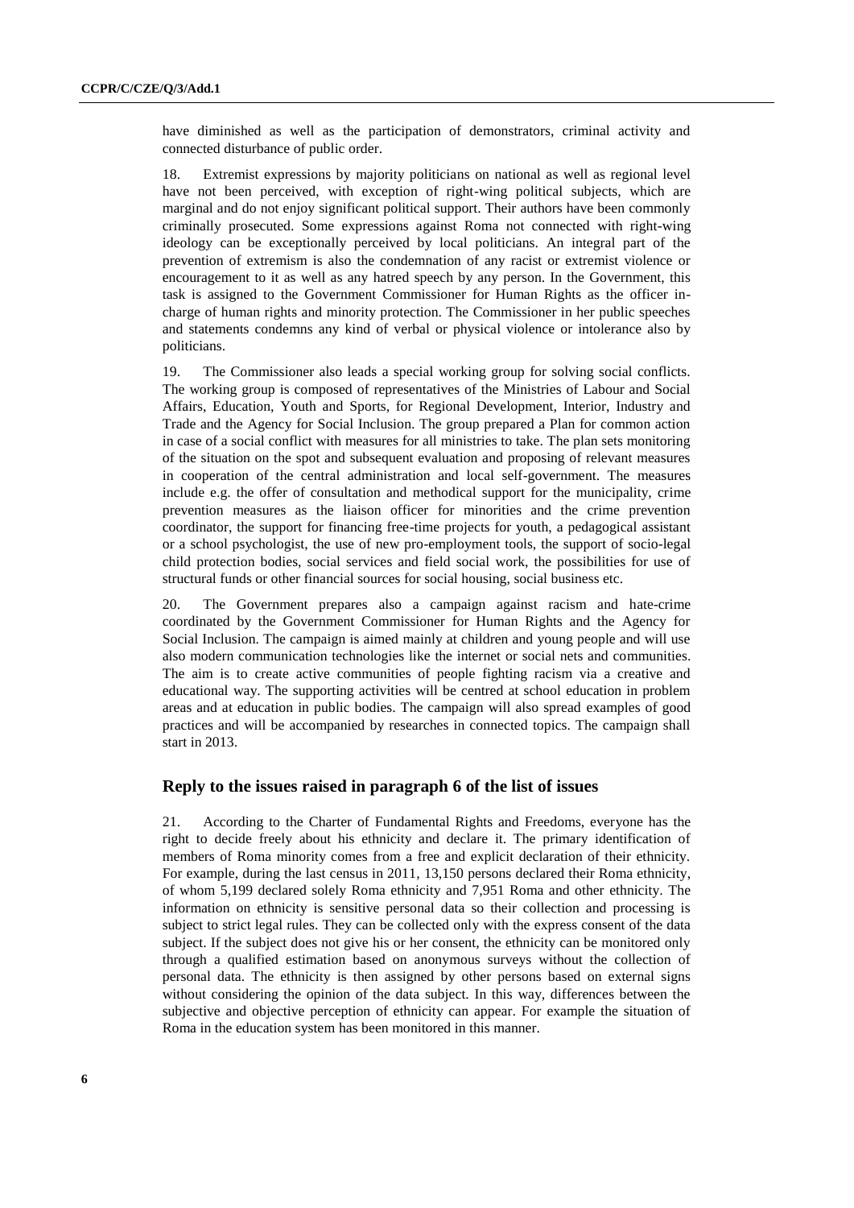have diminished as well as the participation of demonstrators, criminal activity and connected disturbance of public order.

18. Extremist expressions by majority politicians on national as well as regional level have not been perceived, with exception of right-wing political subjects, which are marginal and do not enjoy significant political support. Their authors have been commonly criminally prosecuted. Some expressions against Roma not connected with right-wing ideology can be exceptionally perceived by local politicians. An integral part of the prevention of extremism is also the condemnation of any racist or extremist violence or encouragement to it as well as any hatred speech by any person. In the Government, this task is assigned to the Government Commissioner for Human Rights as the officer in-charge of human rights and minority protection. The Commissioner in her public speeches and statements condemns any kind of verbal or physical violence or intolerance also by politicians.

19. The Commissioner also leads a special working group for solving social conflicts. The working group is composed of representatives of the Ministries of Labour and Social Affairs, Education, Youth and Sports, for Regional Development, Interior, Industry and Trade and the Agency for Social Inclusion. The group prepared a Plan for common action in case of a social conflict with measures for all ministries to take. The plan sets monitoring of the situation on the spot and subsequent evaluation and proposing of relevant measures in cooperation of the central administration and local self-government. The measures include e.g. the offer of consultation and methodical support for the municipality, crime prevention measures as the liaison officer for minorities and the crime prevention coordinator, the support for financing free-time projects for youth, a pedagogical assistant or a school psychologist, the use of new pro-employment tools, the support of socio-legal child protection bodies, social services and field social work, the possibilities for use of structural funds or other financial sources for social housing, social business etc.

20. The Government prepares also a campaign against racism and hate-crime coordinated by the Government Commissioner for Human Rights and the Agency for Social Inclusion. The campaign is aimed mainly at children and young people and will use also modern communication technologies like the internet or social nets and communities. The aim is to create active communities of people fighting racism via a creative and educational way. The supporting activities will be centred at school education in problem areas and at education in public bodies. The campaign will also spread examples of good practices and will be accompanied by researches in connected topics. The campaign shall start in 2013.

## Reply to the issues raised in paragraph 6 of the list of issues

21. According to the Charter of Fundamental Rights and Freedoms, everyone has the right to decide freely about his ethnicity and declare it. The primary identification of members of Roma minority comes from a free and explicit declaration of their ethnicity. For example, during the last census in 2011, 13,150 persons declared their Roma ethnicity, of whom 5,199 declared solely Roma ethnicity and 7,951 Roma and other ethnicity. The information on ethnicity is sensitive personal data so their collection and processing is subject to strict legal rules. They can be collected only with the express consent of the data subject. If the subject does not give his or her consent, the ethnicity can be monitored only through a qualified estimation based on anonymous surveys without the collection of personal data. The ethnicity is then assigned by other persons based on external signs without considering the opinion of the data subject. In this way, differences between the subjective and objective perception of ethnicity can appear. For example the situation of Roma in the education system has been monitored in this manner.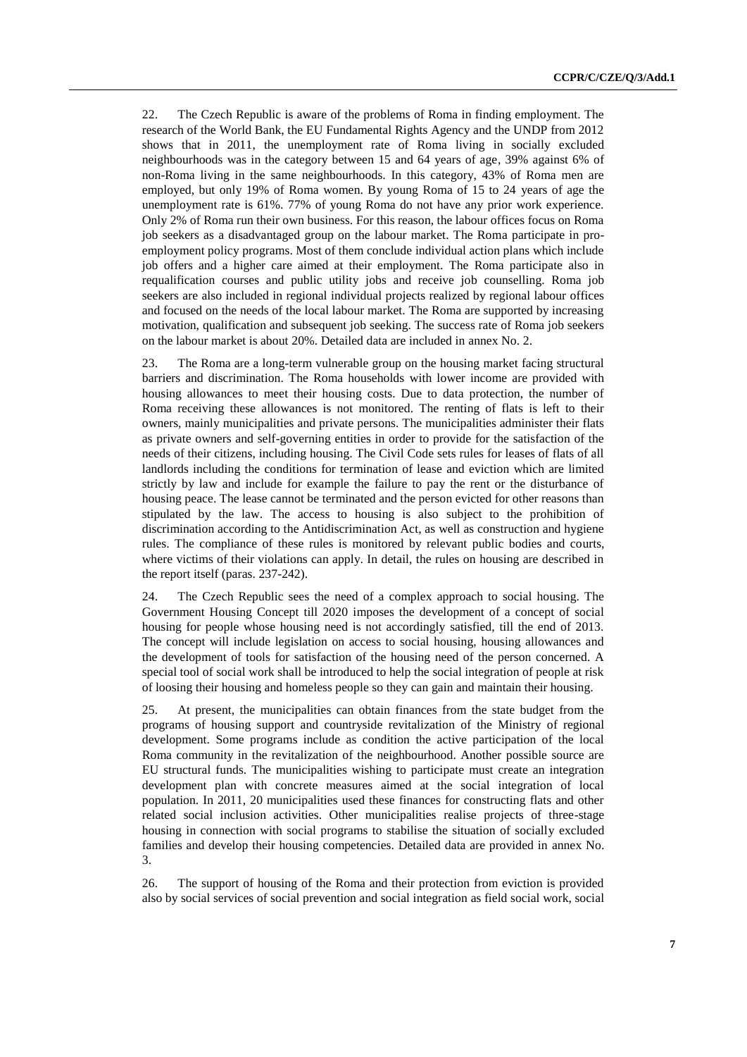22. The Czech Republic is aware of the problems of Roma in finding employment. The research of the World Bank, the EU Fundamental Rights Agency and the UNDP from 2012 shows that in 2011, the unemployment rate of Roma living in socially excluded neighbourhoods was in the category between 15 and 64 years of age, 39% against 6% of non-Roma living in the same neighbourhoods. In this category, 43% of Roma men are employed, but only 19% of Roma women. By young Roma of 15 to 24 years of age the unemployment rate is 61%. 77% of young Roma do not have any prior work experience. Only 2% of Roma run their own business. For this reason, the labour offices focus on Roma job seekers as a disadvantaged group on the labour market. The Roma participate in pro-employment policy programs. Most of them conclude individual action plans which include job offers and a higher care aimed at their employment. The Roma participate also in requalification courses and public utility jobs and receive job counselling. Roma job seekers are also included in regional individual projects realized by regional labour offices and focused on the needs of the local labour market. The Roma are supported by increasing motivation, qualification and subsequent job seeking. The success rate of Roma job seekers on the labour market is about 20%. Detailed data are included in annex No. 2.

23. The Roma are a long-term vulnerable group on the housing market facing structural barriers and discrimination. The Roma households with lower income are provided with housing allowances to meet their housing costs. Due to data protection, the number of Roma receiving these allowances is not monitored. The renting of flats is left to their owners, mainly municipalities and private persons. The municipalities administer their flats as private owners and self-governing entities in order to provide for the satisfaction of the needs of their citizens, including housing. The Civil Code sets rules for leases of flats of all landlords including the conditions for termination of lease and eviction which are limited strictly by law and include for example the failure to pay the rent or the disturbance of housing peace. The lease cannot be terminated and the person evicted for other reasons than stipulated by the law. The access to housing is also subject to the prohibition of discrimination according to the Antidiscrimination Act, as well as construction and hygiene rules. The compliance of these rules is monitored by relevant public bodies and courts, where victims of their violations can apply. In detail, the rules on housing are described in the report itself (paras. 237-242).

24. The Czech Republic sees the need of a complex approach to social housing. The Government Housing Concept till 2020 imposes the development of a concept of social housing for people whose housing need is not accordingly satisfied, till the end of 2013. The concept will include legislation on access to social housing, housing allowances and the development of tools for satisfaction of the housing need of the person concerned. A special tool of social work shall be introduced to help the social integration of people at risk of loosing their housing and homeless people so they can gain and maintain their housing.

25. At present, the municipalities can obtain finances from the state budget from the programs of housing support and countryside revitalization of the Ministry of regional development. Some programs include as condition the active participation of the local Roma community in the revitalization of the neighbourhood. Another possible source are EU structural funds. The municipalities wishing to participate must create an integration development plan with concrete measures aimed at the social integration of local population. In 2011, 20 municipalities used these finances for constructing flats and other related social inclusion activities. Other municipalities realise projects of three-stage housing in connection with social programs to stabilise the situation of socially excluded families and develop their housing competencies. Detailed data are provided in annex No. 3.

26. The support of housing of the Roma and their protection from eviction is provided also by social services of social prevention and social integration as field social work, social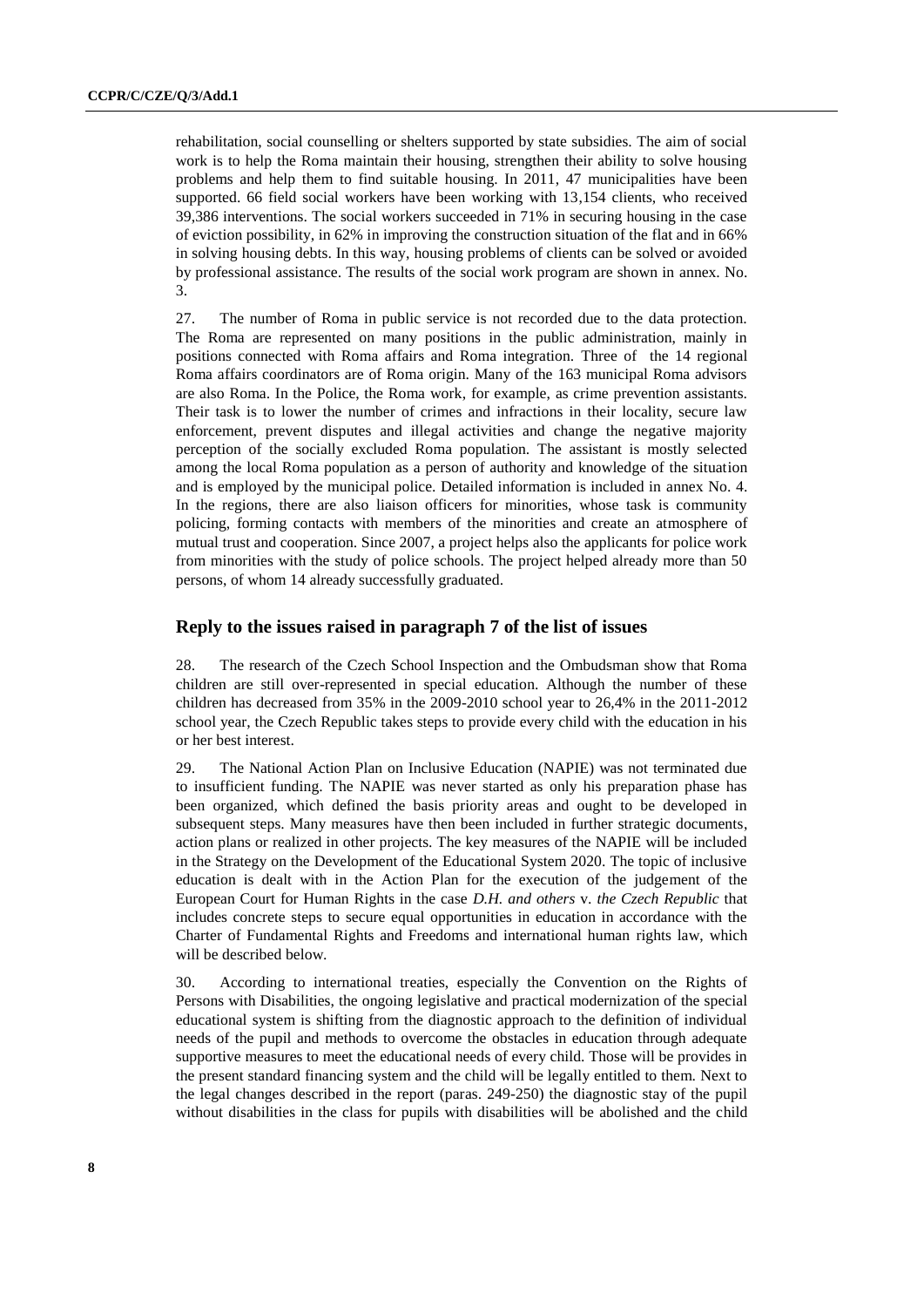rehabilitation, social counselling or shelters supported by state subsidies. The aim of social work is to help the Roma maintain their housing, strengthen their ability to solve housing problems and help them to find suitable housing. In 2011, 47 municipalities have been supported. 66 field social workers have been working with 13,154 clients, who received 39,386 interventions. The social workers succeeded in 71% in securing housing in the case of eviction possibility, in 62% in improving the construction situation of the flat and in 66% in solving housing debts. In this way, housing problems of clients can be solved or avoided by professional assistance. The results of the social work program are shown in annex. No. 3.

27. The number of Roma in public service is not recorded due to the data protection. The Roma are represented on many positions in the public administration, mainly in positions connected with Roma affairs and Roma integration. Three of the 14 regional Roma affairs coordinators are of Roma origin. Many of the 163 municipal Roma advisors are also Roma. In the Police, the Roma work, for example, as crime prevention assistants. Their task is to lower the number of crimes and infractions in their locality, secure law enforcement, prevent disputes and illegal activities and change the negative majority perception of the socially excluded Roma population. The assistant is mostly selected among the local Roma population as a person of authority and knowledge of the situation and is employed by the municipal police. Detailed information is included in annex No. 4. In the regions, there are also liaison officers for minorities, whose task is community policing, forming contacts with members of the minorities and create an atmosphere of mutual trust and cooperation. Since 2007, a project helps also the applicants for police work from minorities with the study of police schools. The project helped already more than 50 persons, of whom 14 already successfully graduated.

## Reply to the issues raised in paragraph 7 of the list of issues

28. The research of the Czech School Inspection and the Ombudsman show that Roma children are still over-represented in special education. Although the number of these children has decreased from 35% in the 2009-2010 school year to 26,4% in the 2011-2012 school year, the Czech Republic takes steps to provide every child with the education in his or her best interest.

29. The National Action Plan on Inclusive Education (NAPIE) was not terminated due to insufficient funding. The NAPIE was never started as only his preparation phase has been organized, which defined the basis priority areas and ought to be developed in subsequent steps. Many measures have then been included in further strategic documents, action plans or realized in other projects. The key measures of the NAPIE will be included in the Strategy on the Development of the Educational System 2020. The topic of inclusive education is dealt with in the Action Plan for the execution of the judgement of the European Court for Human Rights in the case *D.H. and others* v. *the Czech Republic* that includes concrete steps to secure equal opportunities in education in accordance with the Charter of Fundamental Rights and Freedoms and international human rights law, which will be described below.

30. According to international treaties, especially the Convention on the Rights of Persons with Disabilities, the ongoing legislative and practical modernization of the special educational system is shifting from the diagnostic approach to the definition of individual needs of the pupil and methods to overcome the obstacles in education through adequate supportive measures to meet the educational needs of every child. Those will be provides in the present standard financing system and the child will be legally entitled to them. Next to the legal changes described in the report (paras. 249-250) the diagnostic stay of the pupil without disabilities in the class for pupils with disabilities will be abolished and the child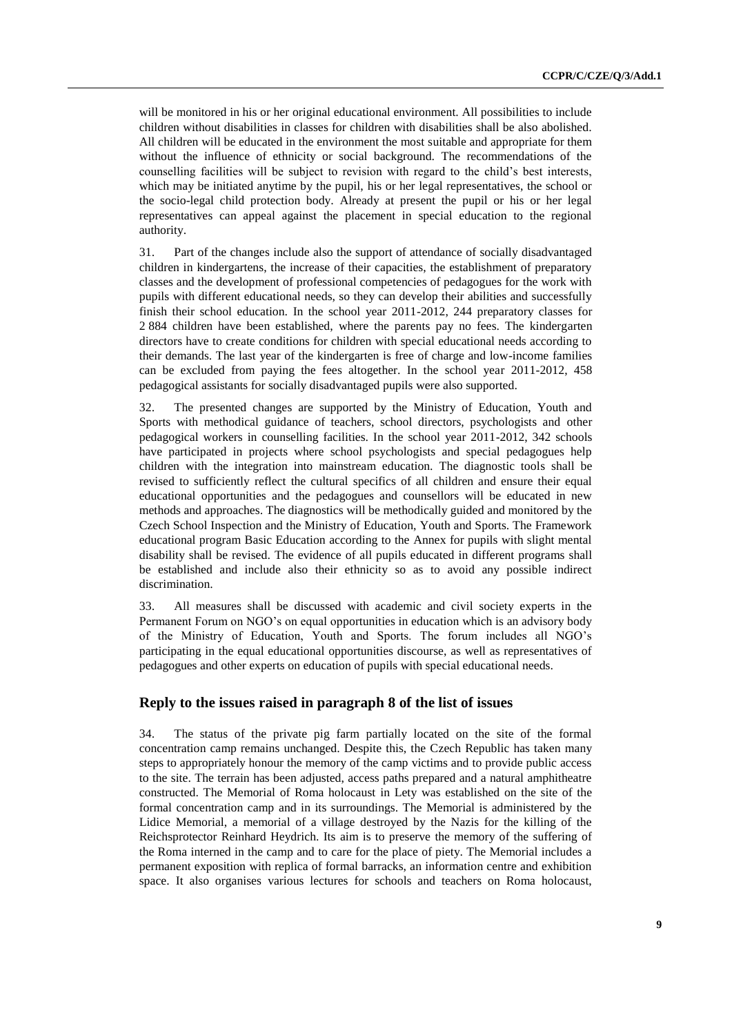will be monitored in his or her original educational environment. All possibilities to include children without disabilities in classes for children with disabilities shall be also abolished. All children will be educated in the environment the most suitable and appropriate for them without the influence of ethnicity or social background. The recommendations of the counselling facilities will be subject to revision with regard to the child's best interests, which may be initiated anytime by the pupil, his or her legal representatives, the school or the socio-legal child protection body. Already at present the pupil or his or her legal representatives can appeal against the placement in special education to the regional authority.

31. Part of the changes include also the support of attendance of socially disadvantaged children in kindergartens, the increase of their capacities, the establishment of preparatory classes and the development of professional competencies of pedagogues for the work with pupils with different educational needs, so they can develop their abilities and successfully finish their school education. In the school year 2011-2012, 244 preparatory classes for 2 884 children have been established, where the parents pay no fees. The kindergarten directors have to create conditions for children with special educational needs according to their demands. The last year of the kindergarten is free of charge and low-income families can be excluded from paying the fees altogether. In the school year 2011-2012, 458 pedagogical assistants for socially disadvantaged pupils were also supported.

32. The presented changes are supported by the Ministry of Education, Youth and Sports with methodical guidance of teachers, school directors, psychologists and other pedagogical workers in counselling facilities. In the school year 2011-2012, 342 schools have participated in projects where school psychologists and special pedagogues help children with the integration into mainstream education. The diagnostic tools shall be revised to sufficiently reflect the cultural specifics of all children and ensure their equal educational opportunities and the pedagogues and counsellors will be educated in new methods and approaches. The diagnostics will be methodically guided and monitored by the Czech School Inspection and the Ministry of Education, Youth and Sports. The Framework educational program Basic Education according to the Annex for pupils with slight mental disability shall be revised. The evidence of all pupils educated in different programs shall be established and include also their ethnicity so as to avoid any possible indirect discrimination.

33. All measures shall be discussed with academic and civil society experts in the Permanent Forum on NGO's on equal opportunities in education which is an advisory body of the Ministry of Education, Youth and Sports. The forum includes all NGO's participating in the equal educational opportunities discourse, as well as representatives of pedagogues and other experts on education of pupils with special educational needs.

## Reply to the issues raised in paragraph 8 of the list of issues

34. The status of the private pig farm partially located on the site of the formal concentration camp remains unchanged. Despite this, the Czech Republic has taken many steps to appropriately honour the memory of the camp victims and to provide public access to the site. The terrain has been adjusted, access paths prepared and a natural amphitheatre constructed. The Memorial of Roma holocaust in Lety was established on the site of the formal concentration camp and in its surroundings. The Memorial is administered by the Lidice Memorial, a memorial of a village destroyed by the Nazis for the killing of the Reichsprotector Reinhard Heydrich. Its aim is to preserve the memory of the suffering of the Roma interned in the camp and to care for the place of piety. The Memorial includes a permanent exposition with replica of formal barracks, an information centre and exhibition space. It also organises various lectures for schools and teachers on Roma holocaust,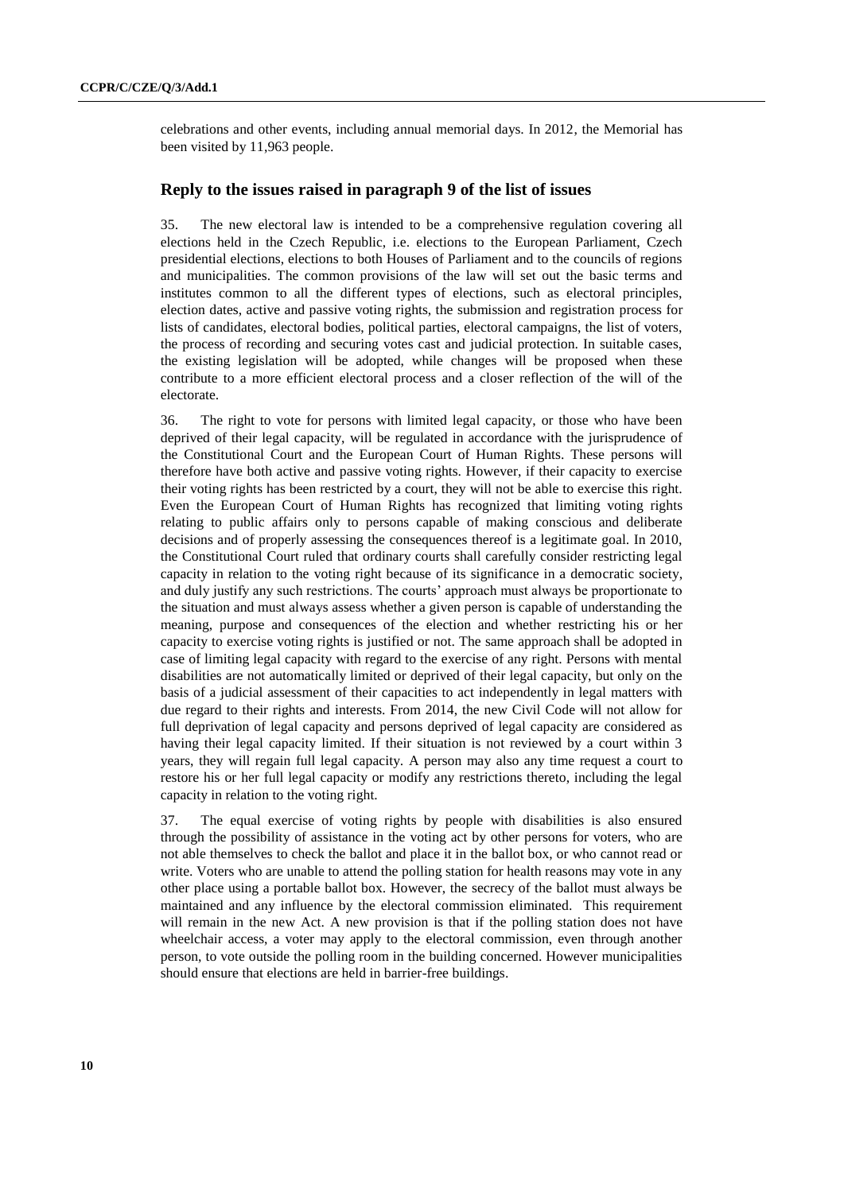celebrations and other events, including annual memorial days. In 2012, the Memorial has been visited by 11,963 people.

## Reply to the issues raised in paragraph 9 of the list of issues

35. The new electoral law is intended to be a comprehensive regulation covering all elections held in the Czech Republic, i.e. elections to the European Parliament, Czech presidential elections, elections to both Houses of Parliament and to the councils of regions and municipalities. The common provisions of the law will set out the basic terms and institutes common to all the different types of elections, such as electoral principles, election dates, active and passive voting rights, the submission and registration process for lists of candidates, electoral bodies, political parties, electoral campaigns, the list of voters, the process of recording and securing votes cast and judicial protection. In suitable cases, the existing legislation will be adopted, while changes will be proposed when these contribute to a more efficient electoral process and a closer reflection of the will of the electorate.

36. The right to vote for persons with limited legal capacity, or those who have been deprived of their legal capacity, will be regulated in accordance with the jurisprudence of the Constitutional Court and the European Court of Human Rights. These persons will therefore have both active and passive voting rights. However, if their capacity to exercise their voting rights has been restricted by a court, they will not be able to exercise this right. Even the European Court of Human Rights has recognized that limiting voting rights relating to public affairs only to persons capable of making conscious and deliberate decisions and of properly assessing the consequences thereof is a legitimate goal. In 2010, the Constitutional Court ruled that ordinary courts shall carefully consider restricting legal capacity in relation to the voting right because of its significance in a democratic society, and duly justify any such restrictions. The courts' approach must always be proportionate to the situation and must always assess whether a given person is capable of understanding the meaning, purpose and consequences of the election and whether restricting his or her capacity to exercise voting rights is justified or not. The same approach shall be adopted in case of limiting legal capacity with regard to the exercise of any right. Persons with mental disabilities are not automatically limited or deprived of their legal capacity, but only on the basis of a judicial assessment of their capacities to act independently in legal matters with due regard to their rights and interests. From 2014, the new Civil Code will not allow for full deprivation of legal capacity and persons deprived of legal capacity are considered as having their legal capacity limited. If their situation is not reviewed by a court within 3 years, they will regain full legal capacity. A person may also any time request a court to restore his or her full legal capacity or modify any restrictions thereto, including the legal capacity in relation to the voting right.

37. The equal exercise of voting rights by people with disabilities is also ensured through the possibility of assistance in the voting act by other persons for voters, who are not able themselves to check the ballot and place it in the ballot box, or who cannot read or write. Voters who are unable to attend the polling station for health reasons may vote in any other place using a portable ballot box. However, the secrecy of the ballot must always be maintained and any influence by the electoral commission eliminated. This requirement will remain in the new Act. A new provision is that if the polling station does not have wheelchair access, a voter may apply to the electoral commission, even through another person, to vote outside the polling room in the building concerned. However municipalities should ensure that elections are held in barrier-free buildings.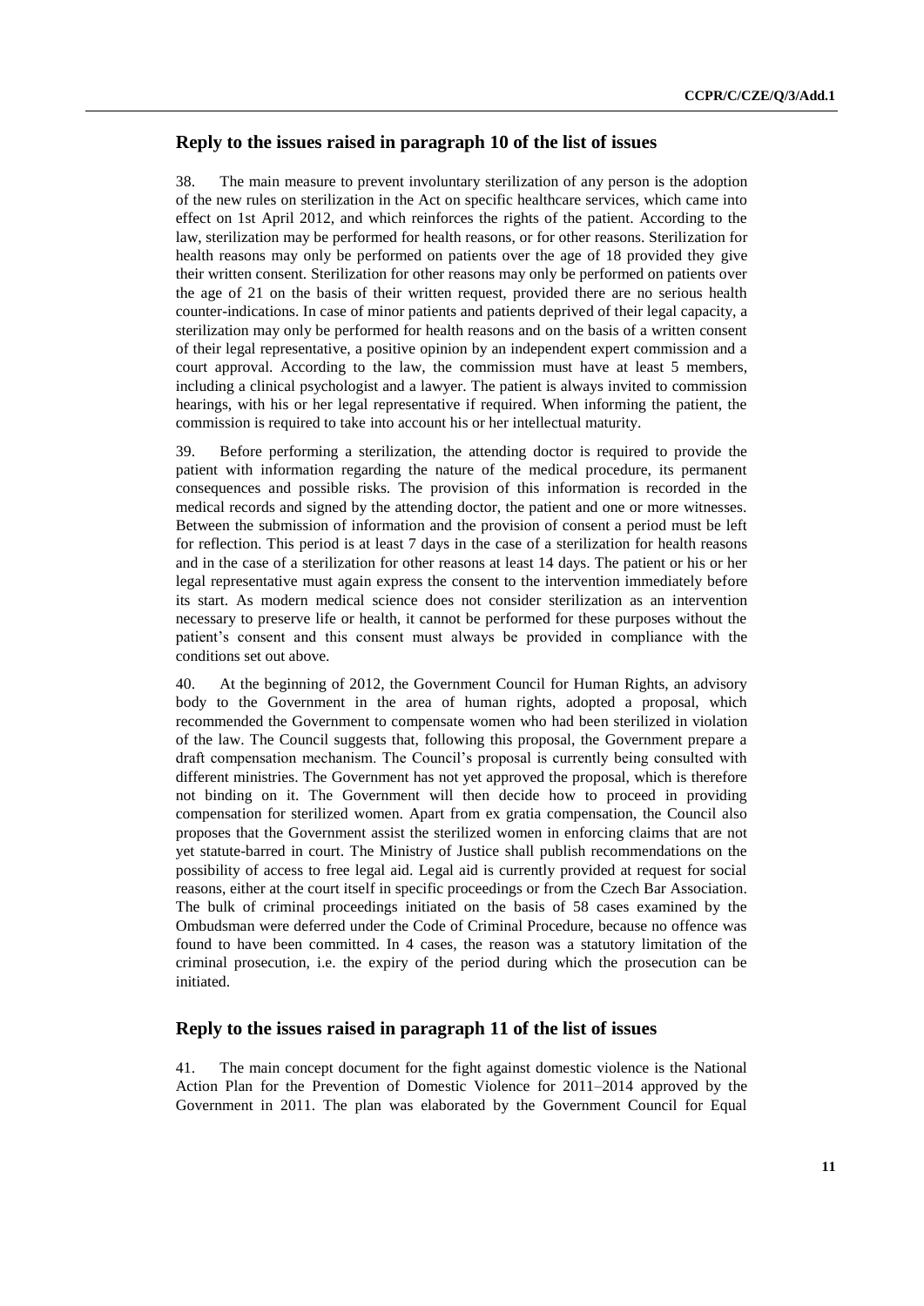## Reply to the issues raised in paragraph 10 of the list of issues

38. The main measure to prevent involuntary sterilization of any person is the adoption of the new rules on sterilization in the Act on specific healthcare services, which came into effect on 1st April 2012, and which reinforces the rights of the patient. According to the law, sterilization may be performed for health reasons, or for other reasons. Sterilization for health reasons may only be performed on patients over the age of 18 provided they give their written consent. Sterilization for other reasons may only be performed on patients over the age of 21 on the basis of their written request, provided there are no serious health counter-indications. In case of minor patients and patients deprived of their legal capacity, a sterilization may only be performed for health reasons and on the basis of a written consent of their legal representative, a positive opinion by an independent expert commission and a court approval. According to the law, the commission must have at least 5 members, including a clinical psychologist and a lawyer. The patient is always invited to commission hearings, with his or her legal representative if required. When informing the patient, the commission is required to take into account his or her intellectual maturity.

39. Before performing a sterilization, the attending doctor is required to provide the patient with information regarding the nature of the medical procedure, its permanent consequences and possible risks. The provision of this information is recorded in the medical records and signed by the attending doctor, the patient and one or more witnesses. Between the submission of information and the provision of consent a period must be left for reflection. This period is at least 7 days in the case of a sterilization for health reasons and in the case of a sterilization for other reasons at least 14 days. The patient or his or her legal representative must again express the consent to the intervention immediately before its start. As modern medical science does not consider sterilization as an intervention necessary to preserve life or health, it cannot be performed for these purposes without the patient's consent and this consent must always be provided in compliance with the conditions set out above.

40. At the beginning of 2012, the Government Council for Human Rights, an advisory body to the Government in the area of human rights, adopted a proposal, which recommended the Government to compensate women who had been sterilized in violation of the law. The Council suggests that, following this proposal, the Government prepare a draft compensation mechanism. The Council's proposal is currently being consulted with different ministries. The Government has not yet approved the proposal, which is therefore not binding on it. The Government will then decide how to proceed in providing compensation for sterilized women. Apart from ex gratia compensation, the Council also proposes that the Government assist the sterilized women in enforcing claims that are not yet statute-barred in court. The Ministry of Justice shall publish recommendations on the possibility of access to free legal aid. Legal aid is currently provided at request for social reasons, either at the court itself in specific proceedings or from the Czech Bar Association. The bulk of criminal proceedings initiated on the basis of 58 cases examined by the Ombudsman were deferred under the Code of Criminal Procedure, because no offence was found to have been committed. In 4 cases, the reason was a statutory limitation of the criminal prosecution, i.e. the expiry of the period during which the prosecution can be initiated.

## Reply to the issues raised in paragraph 11 of the list of issues

41. The main concept document for the fight against domestic violence is the National Action Plan for the Prevention of Domestic Violence for 2011–2014 approved by the Government in 2011. The plan was elaborated by the Government Council for Equal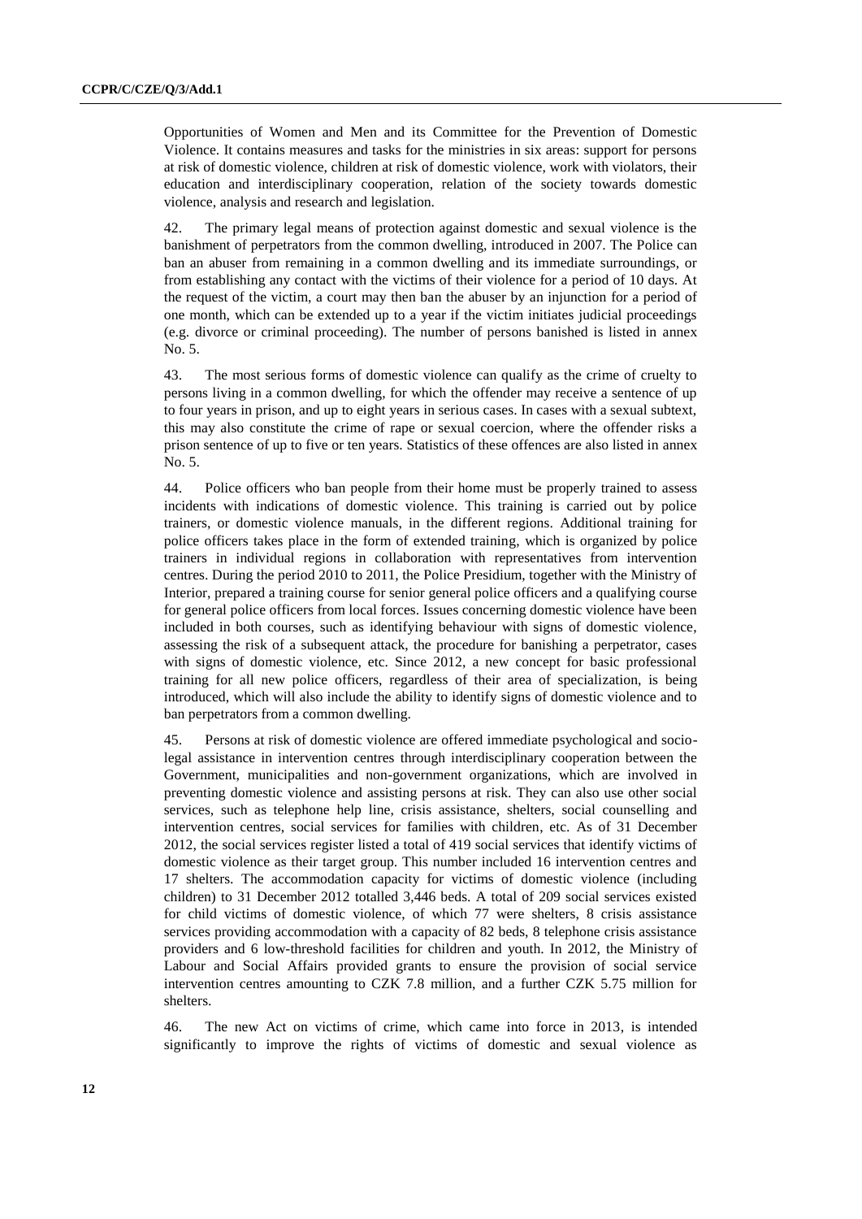Opportunities of Women and Men and its Committee for the Prevention of Domestic Violence. It contains measures and tasks for the ministries in six areas: support for persons at risk of domestic violence, children at risk of domestic violence, work with violators, their education and interdisciplinary cooperation, relation of the society towards domestic violence, analysis and research and legislation.

42. The primary legal means of protection against domestic and sexual violence is the banishment of perpetrators from the common dwelling, introduced in 2007. The Police can ban an abuser from remaining in a common dwelling and its immediate surroundings, or from establishing any contact with the victims of their violence for a period of 10 days. At the request of the victim, a court may then ban the abuser by an injunction for a period of one month, which can be extended up to a year if the victim initiates judicial proceedings (e.g. divorce or criminal proceeding). The number of persons banished is listed in annex No. 5.

43. The most serious forms of domestic violence can qualify as the crime of cruelty to persons living in a common dwelling, for which the offender may receive a sentence of up to four years in prison, and up to eight years in serious cases. In cases with a sexual subtext, this may also constitute the crime of rape or sexual coercion, where the offender risks a prison sentence of up to five or ten years. Statistics of these offences are also listed in annex No. 5.

44. Police officers who ban people from their home must be properly trained to assess incidents with indications of domestic violence. This training is carried out by police trainers, or domestic violence manuals, in the different regions. Additional training for police officers takes place in the form of extended training, which is organized by police trainers in individual regions in collaboration with representatives from intervention centres. During the period 2010 to 2011, the Police Presidium, together with the Ministry of Interior, prepared a training course for senior general police officers and a qualifying course for general police officers from local forces. Issues concerning domestic violence have been included in both courses, such as identifying behaviour with signs of domestic violence, assessing the risk of a subsequent attack, the procedure for banishing a perpetrator, cases with signs of domestic violence, etc. Since 2012, a new concept for basic professional training for all new police officers, regardless of their area of specialization, is being introduced, which will also include the ability to identify signs of domestic violence and to ban perpetrators from a common dwelling.

45. Persons at risk of domestic violence are offered immediate psychological and socio-legal assistance in intervention centres through interdisciplinary cooperation between the Government, municipalities and non-government organizations, which are involved in preventing domestic violence and assisting persons at risk. They can also use other social services, such as telephone help line, crisis assistance, shelters, social counselling and intervention centres, social services for families with children, etc. As of 31 December 2012, the social services register listed a total of 419 social services that identify victims of domestic violence as their target group. This number included 16 intervention centres and 17 shelters. The accommodation capacity for victims of domestic violence (including children) to 31 December 2012 totalled 3,446 beds. A total of 209 social services existed for child victims of domestic violence, of which 77 were shelters, 8 crisis assistance services providing accommodation with a capacity of 82 beds, 8 telephone crisis assistance providers and 6 low-threshold facilities for children and youth. In 2012, the Ministry of Labour and Social Affairs provided grants to ensure the provision of social service intervention centres amounting to CZK 7.8 million, and a further CZK 5.75 million for shelters.

46. The new Act on victims of crime, which came into force in 2013, is intended significantly to improve the rights of victims of domestic and sexual violence as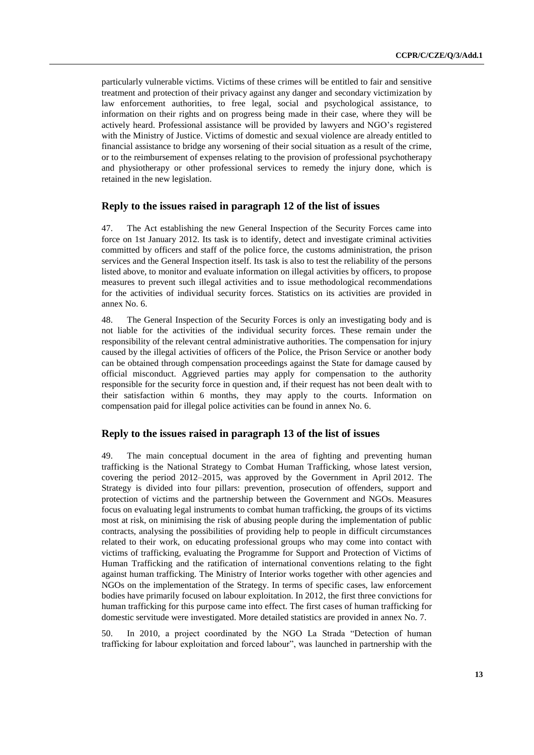particularly vulnerable victims. Victims of these crimes will be entitled to fair and sensitive treatment and protection of their privacy against any danger and secondary victimization by law enforcement authorities, to free legal, social and psychological assistance, to information on their rights and on progress being made in their case, where they will be actively heard. Professional assistance will be provided by lawyers and NGO's registered with the Ministry of Justice. Victims of domestic and sexual violence are already entitled to financial assistance to bridge any worsening of their social situation as a result of the crime, or to the reimbursement of expenses relating to the provision of professional psychotherapy and physiotherapy or other professional services to remedy the injury done, which is retained in the new legislation.

## Reply to the issues raised in paragraph 12 of the list of issues

47. The Act establishing the new General Inspection of the Security Forces came into force on 1st January 2012. Its task is to identify, detect and investigate criminal activities committed by officers and staff of the police force, the customs administration, the prison services and the General Inspection itself. Its task is also to test the reliability of the persons listed above, to monitor and evaluate information on illegal activities by officers, to propose measures to prevent such illegal activities and to issue methodological recommendations for the activities of individual security forces. Statistics on its activities are provided in annex No. 6.

48. The General Inspection of the Security Forces is only an investigating body and is not liable for the activities of the individual security forces. These remain under the responsibility of the relevant central administrative authorities. The compensation for injury caused by the illegal activities of officers of the Police, the Prison Service or another body can be obtained through compensation proceedings against the State for damage caused by official misconduct. Aggrieved parties may apply for compensation to the authority responsible for the security force in question and, if their request has not been dealt with to their satisfaction within 6 months, they may apply to the courts. Information on compensation paid for illegal police activities can be found in annex No. 6.

## Reply to the issues raised in paragraph 13 of the list of issues

49. The main conceptual document in the area of fighting and preventing human trafficking is the National Strategy to Combat Human Trafficking, whose latest version, covering the period 2012–2015, was approved by the Government in April 2012. The Strategy is divided into four pillars: prevention, prosecution of offenders, support and protection of victims and the partnership between the Government and NGOs. Measures focus on evaluating legal instruments to combat human trafficking, the groups of its victims most at risk, on minimising the risk of abusing people during the implementation of public contracts, analysing the possibilities of providing help to people in difficult circumstances related to their work, on educating professional groups who may come into contact with victims of trafficking, evaluating the Programme for Support and Protection of Victims of Human Trafficking and the ratification of international conventions relating to the fight against human trafficking. The Ministry of Interior works together with other agencies and NGOs on the implementation of the Strategy. In terms of specific cases, law enforcement bodies have primarily focused on labour exploitation. In 2012, the first three convictions for human trafficking for this purpose came into effect. The first cases of human trafficking for domestic servitude were investigated. More detailed statistics are provided in annex No. 7.

50. In 2010, a project coordinated by the NGO La Strada "Detection of human trafficking for labour exploitation and forced labour", was launched in partnership with the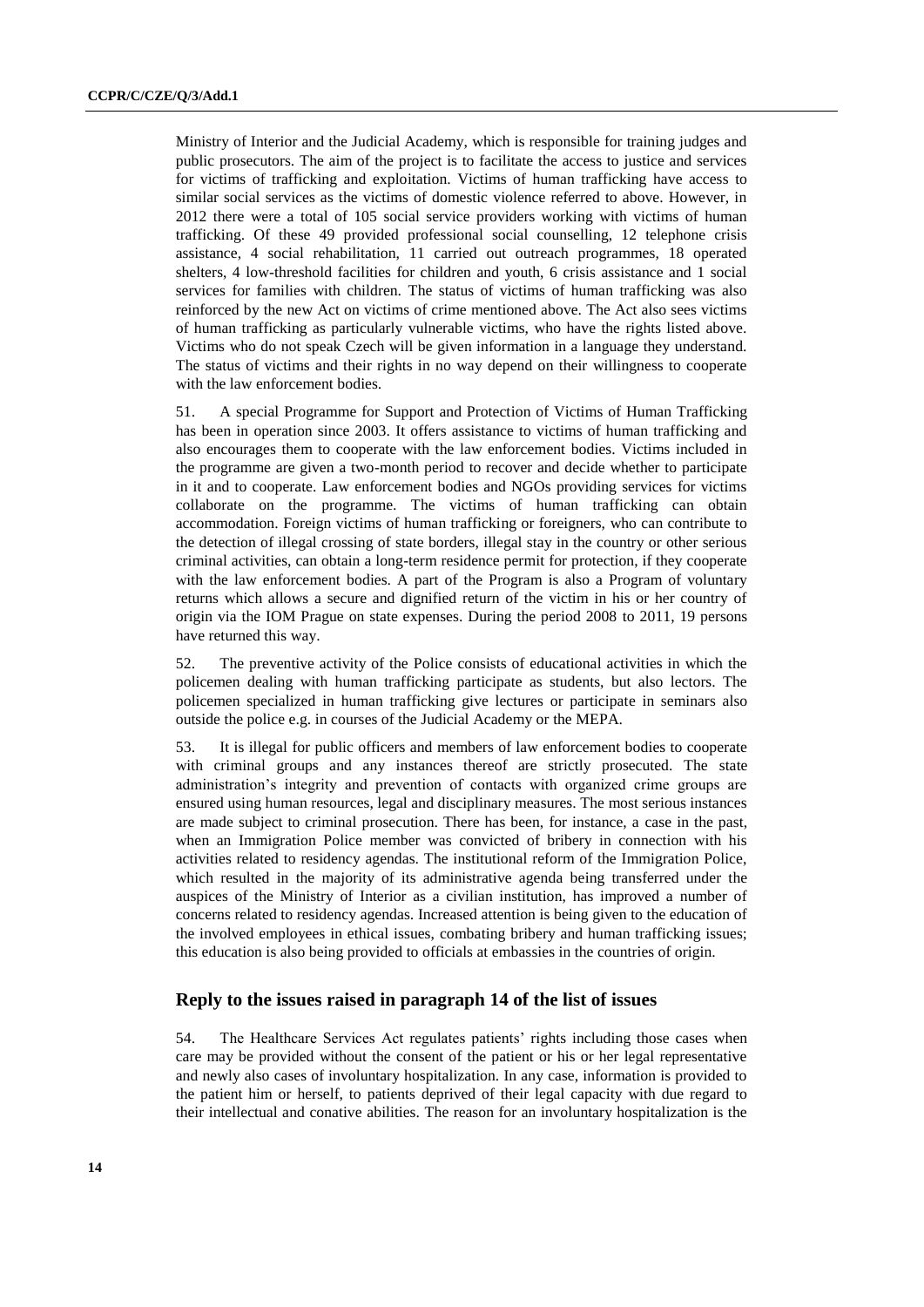Ministry of Interior and the Judicial Academy, which is responsible for training judges and public prosecutors. The aim of the project is to facilitate the access to justice and services for victims of trafficking and exploitation. Victims of human trafficking have access to similar social services as the victims of domestic violence referred to above. However, in 2012 there were a total of 105 social service providers working with victims of human trafficking. Of these 49 provided professional social counselling, 12 telephone crisis assistance, 4 social rehabilitation, 11 carried out outreach programmes, 18 operated shelters, 4 low-threshold facilities for children and youth, 6 crisis assistance and 1 social services for families with children. The status of victims of human trafficking was also reinforced by the new Act on victims of crime mentioned above. The Act also sees victims of human trafficking as particularly vulnerable victims, who have the rights listed above. Victims who do not speak Czech will be given information in a language they understand. The status of victims and their rights in no way depend on their willingness to cooperate with the law enforcement bodies.

51. A special Programme for Support and Protection of Victims of Human Trafficking has been in operation since 2003. It offers assistance to victims of human trafficking and also encourages them to cooperate with the law enforcement bodies. Victims included in the programme are given a two-month period to recover and decide whether to participate in it and to cooperate. Law enforcement bodies and NGOs providing services for victims collaborate on the programme. The victims of human trafficking can obtain accommodation. Foreign victims of human trafficking or foreigners, who can contribute to the detection of illegal crossing of state borders, illegal stay in the country or other serious criminal activities, can obtain a long-term residence permit for protection, if they cooperate with the law enforcement bodies. A part of the Program is also a Program of voluntary returns which allows a secure and dignified return of the victim in his or her country of origin via the IOM Prague on state expenses. During the period 2008 to 2011, 19 persons have returned this way.

52. The preventive activity of the Police consists of educational activities in which the policemen dealing with human trafficking participate as students, but also lectors. The policemen specialized in human trafficking give lectures or participate in seminars also outside the police e.g. in courses of the Judicial Academy or the MEPA.

53. It is illegal for public officers and members of law enforcement bodies to cooperate with criminal groups and any instances thereof are strictly prosecuted. The state administration's integrity and prevention of contacts with organized crime groups are ensured using human resources, legal and disciplinary measures. The most serious instances are made subject to criminal prosecution. There has been, for instance, a case in the past, when an Immigration Police member was convicted of bribery in connection with his activities related to residency agendas. The institutional reform of the Immigration Police, which resulted in the majority of its administrative agenda being transferred under the auspices of the Ministry of Interior as a civilian institution, has improved a number of concerns related to residency agendas. Increased attention is being given to the education of the involved employees in ethical issues, combating bribery and human trafficking issues; this education is also being provided to officials at embassies in the countries of origin.

## Reply to the issues raised in paragraph 14 of the list of issues

54. The Healthcare Services Act regulates patients' rights including those cases when care may be provided without the consent of the patient or his or her legal representative and newly also cases of involuntary hospitalization. In any case, information is provided to the patient him or herself, to patients deprived of their legal capacity with due regard to their intellectual and conative abilities. The reason for an involuntary hospitalization is the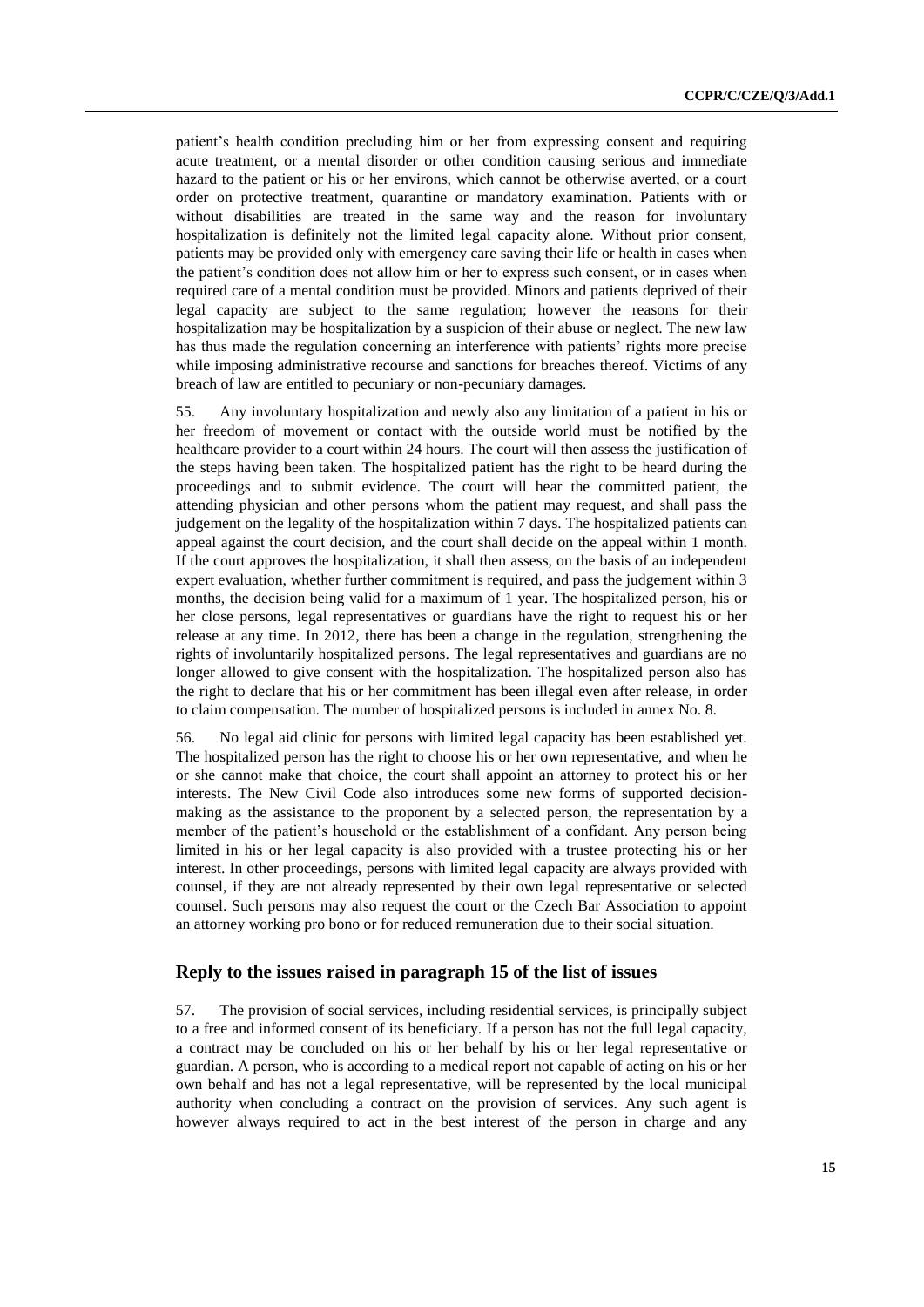patient's health condition precluding him or her from expressing consent and requiring acute treatment, or a mental disorder or other condition causing serious and immediate hazard to the patient or his or her environs, which cannot be otherwise averted, or a court order on protective treatment, quarantine or mandatory examination. Patients with or without disabilities are treated in the same way and the reason for involuntary hospitalization is definitely not the limited legal capacity alone. Without prior consent, patients may be provided only with emergency care saving their life or health in cases when the patient's condition does not allow him or her to express such consent, or in cases when required care of a mental condition must be provided. Minors and patients deprived of their legal capacity are subject to the same regulation; however the reasons for their hospitalization may be hospitalization by a suspicion of their abuse or neglect. The new law has thus made the regulation concerning an interference with patients' rights more precise while imposing administrative recourse and sanctions for breaches thereof. Victims of any breach of law are entitled to pecuniary or non-pecuniary damages.

55. Any involuntary hospitalization and newly also any limitation of a patient in his or her freedom of movement or contact with the outside world must be notified by the healthcare provider to a court within 24 hours. The court will then assess the justification of the steps having been taken. The hospitalized patient has the right to be heard during the proceedings and to submit evidence. The court will hear the committed patient, the attending physician and other persons whom the patient may request, and shall pass the judgement on the legality of the hospitalization within 7 days. The hospitalized patients can appeal against the court decision, and the court shall decide on the appeal within 1 month. If the court approves the hospitalization, it shall then assess, on the basis of an independent expert evaluation, whether further commitment is required, and pass the judgement within 3 months, the decision being valid for a maximum of 1 year. The hospitalized person, his or her close persons, legal representatives or guardians have the right to request his or her release at any time. In 2012, there has been a change in the regulation, strengthening the rights of involuntarily hospitalized persons. The legal representatives and guardians are no longer allowed to give consent with the hospitalization. The hospitalized person also has the right to declare that his or her commitment has been illegal even after release, in order to claim compensation. The number of hospitalized persons is included in annex No. 8.

56. No legal aid clinic for persons with limited legal capacity has been established yet. The hospitalized person has the right to choose his or her own representative, and when he or she cannot make that choice, the court shall appoint an attorney to protect his or her interests. The New Civil Code also introduces some new forms of supported decision-making as the assistance to the proponent by a selected person, the representation by a member of the patient's household or the establishment of a confidant. Any person being limited in his or her legal capacity is also provided with a trustee protecting his or her interest. In other proceedings, persons with limited legal capacity are always provided with counsel, if they are not already represented by their own legal representative or selected counsel. Such persons may also request the court or the Czech Bar Association to appoint an attorney working pro bono or for reduced remuneration due to their social situation.

## Reply to the issues raised in paragraph 15 of the list of issues

57. The provision of social services, including residential services, is principally subject to a free and informed consent of its beneficiary. If a person has not the full legal capacity, a contract may be concluded on his or her behalf by his or her legal representative or guardian. A person, who is according to a medical report not capable of acting on his or her own behalf and has not a legal representative, will be represented by the local municipal authority when concluding a contract on the provision of services. Any such agent is however always required to act in the best interest of the person in charge and any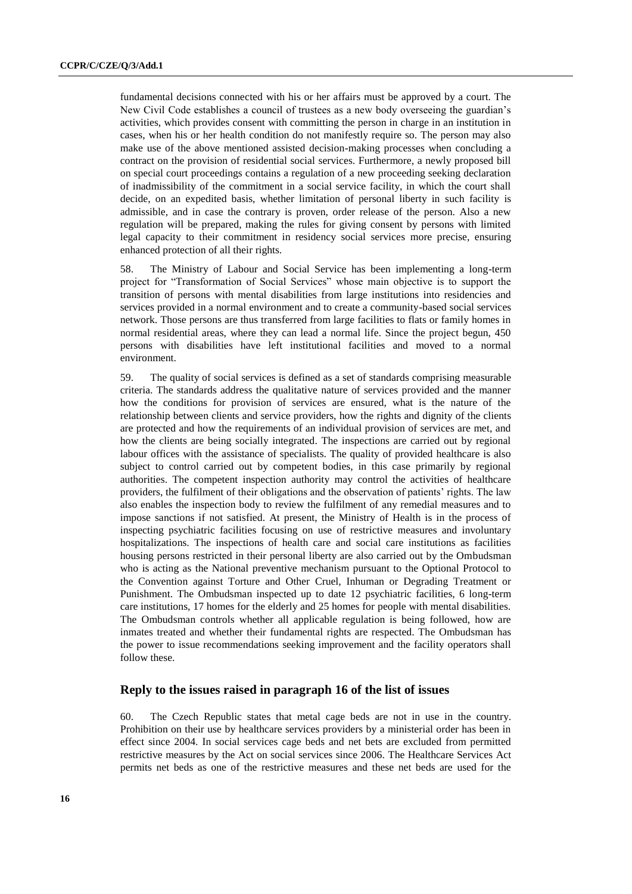fundamental decisions connected with his or her affairs must be approved by a court. The New Civil Code establishes a council of trustees as a new body overseeing the guardian's activities, which provides consent with committing the person in charge in an institution in cases, when his or her health condition do not manifestly require so. The person may also make use of the above mentioned assisted decision-making processes when concluding a contract on the provision of residential social services. Furthermore, a newly proposed bill on special court proceedings contains a regulation of a new proceeding seeking declaration of inadmissibility of the commitment in a social service facility, in which the court shall decide, on an expedited basis, whether limitation of personal liberty in such facility is admissible, and in case the contrary is proven, order release of the person. Also a new regulation will be prepared, making the rules for giving consent by persons with limited legal capacity to their commitment in residency social services more precise, ensuring enhanced protection of all their rights.

58. The Ministry of Labour and Social Service has been implementing a long-term project for "Transformation of Social Services" whose main objective is to support the transition of persons with mental disabilities from large institutions into residencies and services provided in a normal environment and to create a community-based social services network. Those persons are thus transferred from large facilities to flats or family homes in normal residential areas, where they can lead a normal life. Since the project begun, 450 persons with disabilities have left institutional facilities and moved to a normal environment.

59. The quality of social services is defined as a set of standards comprising measurable criteria. The standards address the qualitative nature of services provided and the manner how the conditions for provision of services are ensured, what is the nature of the relationship between clients and service providers, how the rights and dignity of the clients are protected and how the requirements of an individual provision of services are met, and how the clients are being socially integrated. The inspections are carried out by regional labour offices with the assistance of specialists. The quality of provided healthcare is also subject to control carried out by competent bodies, in this case primarily by regional authorities. The competent inspection authority may control the activities of healthcare providers, the fulfilment of their obligations and the observation of patients' rights. The law also enables the inspection body to review the fulfilment of any remedial measures and to impose sanctions if not satisfied. At present, the Ministry of Health is in the process of inspecting psychiatric facilities focusing on use of restrictive measures and involuntary hospitalizations. The inspections of health care and social care institutions as facilities housing persons restricted in their personal liberty are also carried out by the Ombudsman who is acting as the National preventive mechanism pursuant to the Optional Protocol to the Convention against Torture and Other Cruel, Inhuman or Degrading Treatment or Punishment. The Ombudsman inspected up to date 12 psychiatric facilities, 6 long-term care institutions, 17 homes for the elderly and 25 homes for people with mental disabilities. The Ombudsman controls whether all applicable regulation is being followed, how are inmates treated and whether their fundamental rights are respected. The Ombudsman has the power to issue recommendations seeking improvement and the facility operators shall follow these.

## Reply to the issues raised in paragraph 16 of the list of issues

60. The Czech Republic states that metal cage beds are not in use in the country. Prohibition on their use by healthcare services providers by a ministerial order has been in effect since 2004. In social services cage beds and net bets are excluded from permitted restrictive measures by the Act on social services since 2006. The Healthcare Services Act permits net beds as one of the restrictive measures and these net beds are used for the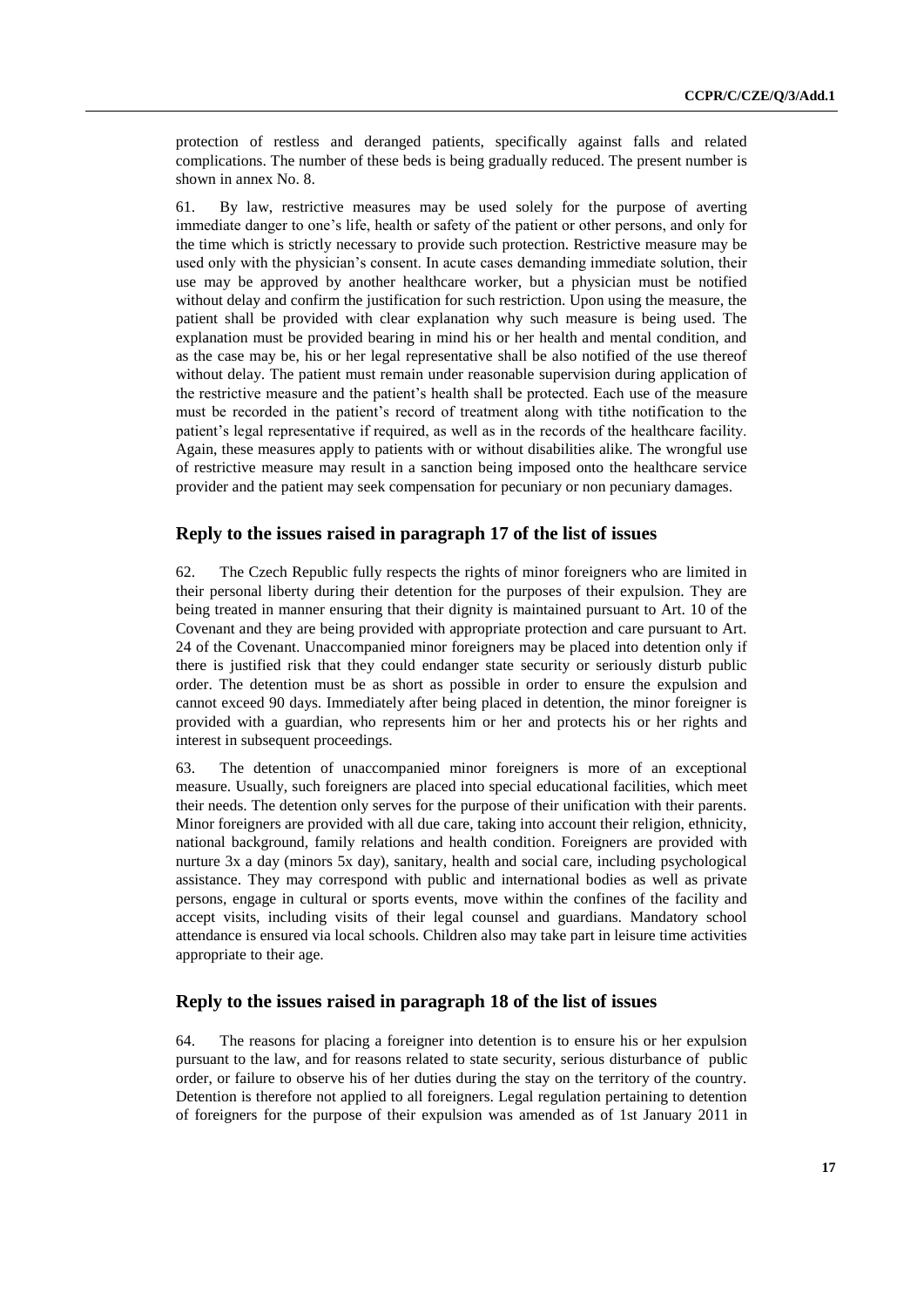protection of restless and deranged patients, specifically against falls and related complications. The number of these beds is being gradually reduced. The present number is shown in annex No. 8.

61. By law, restrictive measures may be used solely for the purpose of averting immediate danger to one's life, health or safety of the patient or other persons, and only for the time which is strictly necessary to provide such protection. Restrictive measure may be used only with the physician's consent. In acute cases demanding immediate solution, their use may be approved by another healthcare worker, but a physician must be notified without delay and confirm the justification for such restriction. Upon using the measure, the patient shall be provided with clear explanation why such measure is being used. The explanation must be provided bearing in mind his or her health and mental condition, and as the case may be, his or her legal representative shall be also notified of the use thereof without delay. The patient must remain under reasonable supervision during application of the restrictive measure and the patient's health shall be protected. Each use of the measure must be recorded in the patient's record of treatment along with tithe notification to the patient's legal representative if required, as well as in the records of the healthcare facility. Again, these measures apply to patients with or without disabilities alike. The wrongful use of restrictive measure may result in a sanction being imposed onto the healthcare service provider and the patient may seek compensation for pecuniary or non pecuniary damages.

## Reply to the issues raised in paragraph 17 of the list of issues

62. The Czech Republic fully respects the rights of minor foreigners who are limited in their personal liberty during their detention for the purposes of their expulsion. They are being treated in manner ensuring that their dignity is maintained pursuant to Art. 10 of the Covenant and they are being provided with appropriate protection and care pursuant to Art. 24 of the Covenant. Unaccompanied minor foreigners may be placed into detention only if there is justified risk that they could endanger state security or seriously disturb public order. The detention must be as short as possible in order to ensure the expulsion and cannot exceed 90 days. Immediately after being placed in detention, the minor foreigner is provided with a guardian, who represents him or her and protects his or her rights and interest in subsequent proceedings.

63. The detention of unaccompanied minor foreigners is more of an exceptional measure. Usually, such foreigners are placed into special educational facilities, which meet their needs. The detention only serves for the purpose of their unification with their parents. Minor foreigners are provided with all due care, taking into account their religion, ethnicity, national background, family relations and health condition. Foreigners are provided with nurture 3x a day (minors 5x day), sanitary, health and social care, including psychological assistance. They may correspond with public and international bodies as well as private persons, engage in cultural or sports events, move within the confines of the facility and accept visits, including visits of their legal counsel and guardians. Mandatory school attendance is ensured via local schools. Children also may take part in leisure time activities appropriate to their age.

## Reply to the issues raised in paragraph 18 of the list of issues

64. The reasons for placing a foreigner into detention is to ensure his or her expulsion pursuant to the law, and for reasons related to state security, serious disturbance of public order, or failure to observe his of her duties during the stay on the territory of the country. Detention is therefore not applied to all foreigners. Legal regulation pertaining to detention of foreigners for the purpose of their expulsion was amended as of 1st January 2011 in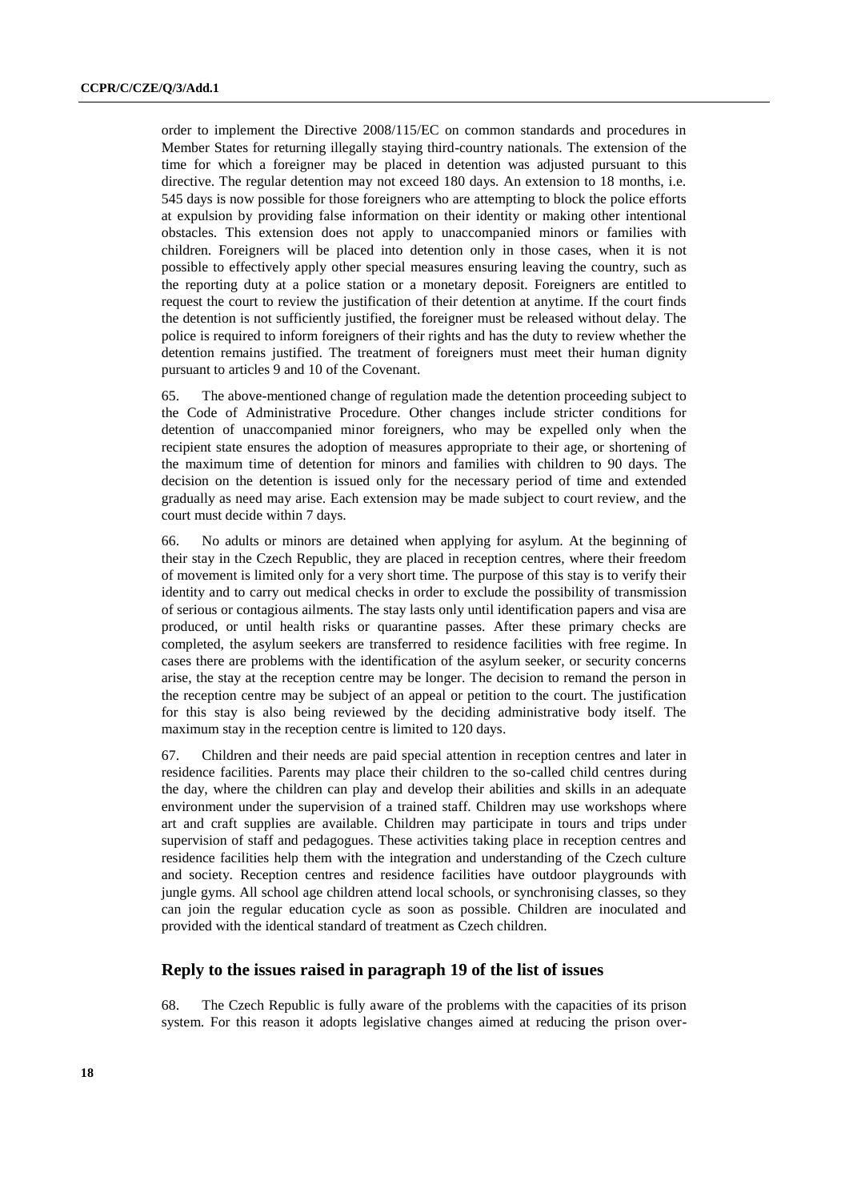order to implement the Directive 2008/115/EC on common standards and procedures in Member States for returning illegally staying third-country nationals. The extension of the time for which a foreigner may be placed in detention was adjusted pursuant to this directive. The regular detention may not exceed 180 days. An extension to 18 months, i.e. 545 days is now possible for those foreigners who are attempting to block the police efforts at expulsion by providing false information on their identity or making other intentional obstacles. This extension does not apply to unaccompanied minors or families with children. Foreigners will be placed into detention only in those cases, when it is not possible to effectively apply other special measures ensuring leaving the country, such as the reporting duty at a police station or a monetary deposit. Foreigners are entitled to request the court to review the justification of their detention at anytime. If the court finds the detention is not sufficiently justified, the foreigner must be released without delay. The police is required to inform foreigners of their rights and has the duty to review whether the detention remains justified. The treatment of foreigners must meet their human dignity pursuant to articles 9 and 10 of the Covenant.

65. The above-mentioned change of regulation made the detention proceeding subject to the Code of Administrative Procedure. Other changes include stricter conditions for detention of unaccompanied minor foreigners, who may be expelled only when the recipient state ensures the adoption of measures appropriate to their age, or shortening of the maximum time of detention for minors and families with children to 90 days. The decision on the detention is issued only for the necessary period of time and extended gradually as need may arise. Each extension may be made subject to court review, and the court must decide within 7 days.

66. No adults or minors are detained when applying for asylum. At the beginning of their stay in the Czech Republic, they are placed in reception centres, where their freedom of movement is limited only for a very short time. The purpose of this stay is to verify their identity and to carry out medical checks in order to exclude the possibility of transmission of serious or contagious ailments. The stay lasts only until identification papers and visa are produced, or until health risks or quarantine passes. After these primary checks are completed, the asylum seekers are transferred to residence facilities with free regime. In cases there are problems with the identification of the asylum seeker, or security concerns arise, the stay at the reception centre may be longer. The decision to remand the person in the reception centre may be subject of an appeal or petition to the court. The justification for this stay is also being reviewed by the deciding administrative body itself. The maximum stay in the reception centre is limited to 120 days.

67. Children and their needs are paid special attention in reception centres and later in residence facilities. Parents may place their children to the so-called child centres during the day, where the children can play and develop their abilities and skills in an adequate environment under the supervision of a trained staff. Children may use workshops where art and craft supplies are available. Children may participate in tours and trips under supervision of staff and pedagogues. These activities taking place in reception centres and residence facilities help them with the integration and understanding of the Czech culture and society. Reception centres and residence facilities have outdoor playgrounds with jungle gyms. All school age children attend local schools, or synchronising classes, so they can join the regular education cycle as soon as possible. Children are inoculated and provided with the identical standard of treatment as Czech children.

## Reply to the issues raised in paragraph 19 of the list of issues

68. The Czech Republic is fully aware of the problems with the capacities of its prison system. For this reason it adopts legislative changes aimed at reducing the prison over-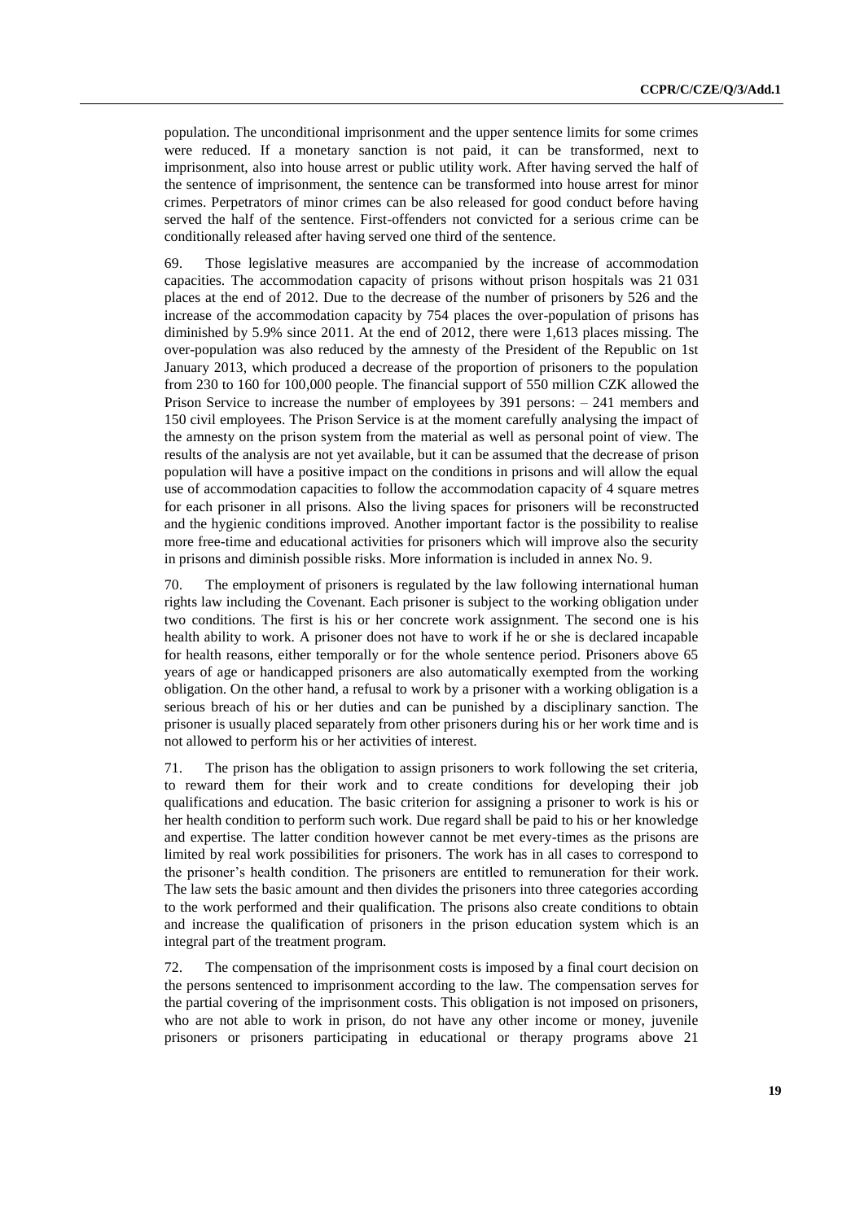population. The unconditional imprisonment and the upper sentence limits for some crimes were reduced. If a monetary sanction is not paid, it can be transformed, next to imprisonment, also into house arrest or public utility work. After having served the half of the sentence of imprisonment, the sentence can be transformed into house arrest for minor crimes. Perpetrators of minor crimes can be also released for good conduct before having served the half of the sentence. First-offenders not convicted for a serious crime can be conditionally released after having served one third of the sentence.

69. Those legislative measures are accompanied by the increase of accommodation capacities. The accommodation capacity of prisons without prison hospitals was 21 031 places at the end of 2012. Due to the decrease of the number of prisoners by 526 and the increase of the accommodation capacity by 754 places the over-population of prisons has diminished by 5.9% since 2011. At the end of 2012, there were 1,613 places missing. The over-population was also reduced by the amnesty of the President of the Republic on 1st January 2013, which produced a decrease of the proportion of prisoners to the population from 230 to 160 for 100,000 people. The financial support of 550 million CZK allowed the Prison Service to increase the number of employees by 391 persons: – 241 members and 150 civil employees. The Prison Service is at the moment carefully analysing the impact of the amnesty on the prison system from the material as well as personal point of view. The results of the analysis are not yet available, but it can be assumed that the decrease of prison population will have a positive impact on the conditions in prisons and will allow the equal use of accommodation capacities to follow the accommodation capacity of 4 square metres for each prisoner in all prisons. Also the living spaces for prisoners will be reconstructed and the hygienic conditions improved. Another important factor is the possibility to realise more free-time and educational activities for prisoners which will improve also the security in prisons and diminish possible risks. More information is included in annex No. 9.

70. The employment of prisoners is regulated by the law following international human rights law including the Covenant. Each prisoner is subject to the working obligation under two conditions. The first is his or her concrete work assignment. The second one is his health ability to work. A prisoner does not have to work if he or she is declared incapable for health reasons, either temporally or for the whole sentence period. Prisoners above 65 years of age or handicapped prisoners are also automatically exempted from the working obligation. On the other hand, a refusal to work by a prisoner with a working obligation is a serious breach of his or her duties and can be punished by a disciplinary sanction. The prisoner is usually placed separately from other prisoners during his or her work time and is not allowed to perform his or her activities of interest.

71. The prison has the obligation to assign prisoners to work following the set criteria, to reward them for their work and to create conditions for developing their job qualifications and education. The basic criterion for assigning a prisoner to work is his or her health condition to perform such work. Due regard shall be paid to his or her knowledge and expertise. The latter condition however cannot be met every-times as the prisons are limited by real work possibilities for prisoners. The work has in all cases to correspond to the prisoner's health condition. The prisoners are entitled to remuneration for their work. The law sets the basic amount and then divides the prisoners into three categories according to the work performed and their qualification. The prisons also create conditions to obtain and increase the qualification of prisoners in the prison education system which is an integral part of the treatment program.

72. The compensation of the imprisonment costs is imposed by a final court decision on the persons sentenced to imprisonment according to the law. The compensation serves for the partial covering of the imprisonment costs. This obligation is not imposed on prisoners, who are not able to work in prison, do not have any other income or money, juvenile prisoners or prisoners participating in educational or therapy programs above 21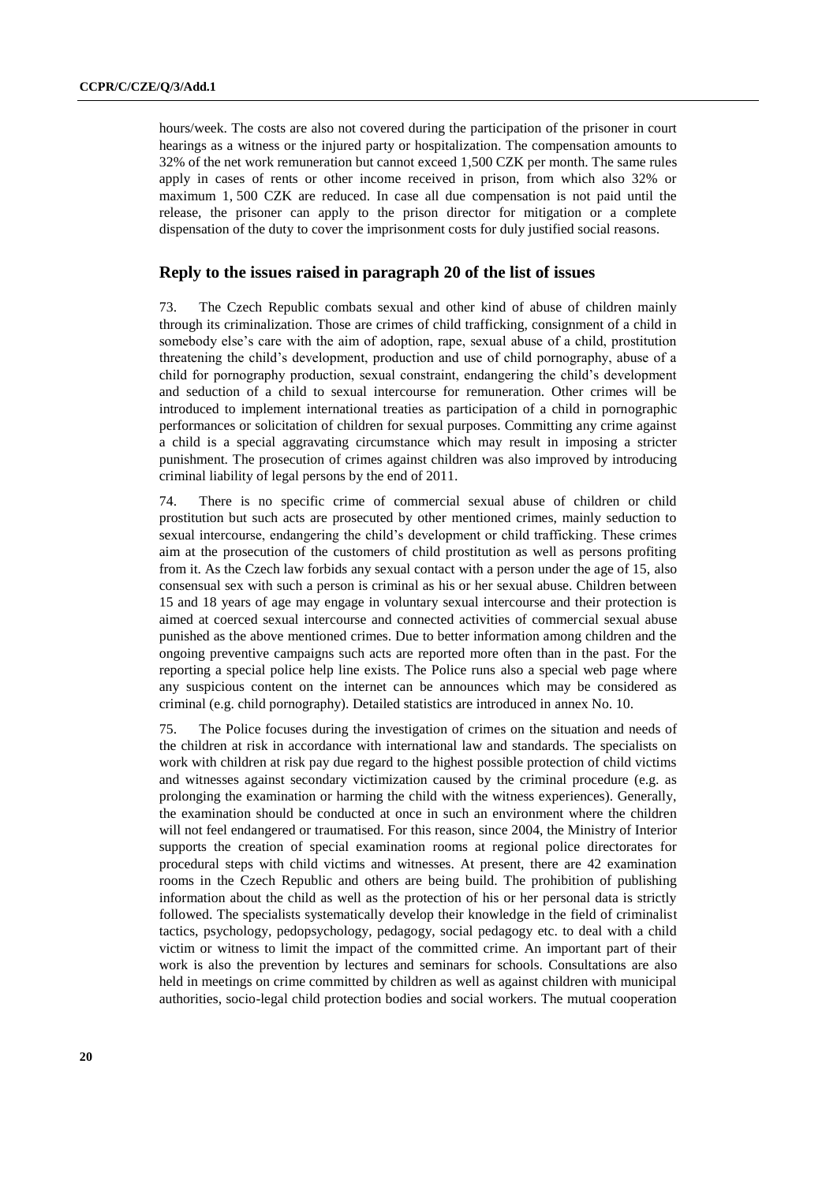hours/week. The costs are also not covered during the participation of the prisoner in court hearings as a witness or the injured party or hospitalization. The compensation amounts to 32% of the net work remuneration but cannot exceed 1,500 CZK per month. The same rules apply in cases of rents or other income received in prison, from which also 32% or maximum 1, 500 CZK are reduced. In case all due compensation is not paid until the release, the prisoner can apply to the prison director for mitigation or a complete dispensation of the duty to cover the imprisonment costs for duly justified social reasons.

## Reply to the issues raised in paragraph 20 of the list of issues

73. The Czech Republic combats sexual and other kind of abuse of children mainly through its criminalization. Those are crimes of child trafficking, consignment of a child in somebody else's care with the aim of adoption, rape, sexual abuse of a child, prostitution threatening the child's development, production and use of child pornography, abuse of a child for pornography production, sexual constraint, endangering the child's development and seduction of a child to sexual intercourse for remuneration. Other crimes will be introduced to implement international treaties as participation of a child in pornographic performances or solicitation of children for sexual purposes. Committing any crime against a child is a special aggravating circumstance which may result in imposing a stricter punishment. The prosecution of crimes against children was also improved by introducing criminal liability of legal persons by the end of 2011.

74. There is no specific crime of commercial sexual abuse of children or child prostitution but such acts are prosecuted by other mentioned crimes, mainly seduction to sexual intercourse, endangering the child's development or child trafficking. These crimes aim at the prosecution of the customers of child prostitution as well as persons profiting from it. As the Czech law forbids any sexual contact with a person under the age of 15, also consensual sex with such a person is criminal as his or her sexual abuse. Children between 15 and 18 years of age may engage in voluntary sexual intercourse and their protection is aimed at coerced sexual intercourse and connected activities of commercial sexual abuse punished as the above mentioned crimes. Due to better information among children and the ongoing preventive campaigns such acts are reported more often than in the past. For the reporting a special police help line exists. The Police runs also a special web page where any suspicious content on the internet can be announces which may be considered as criminal (e.g. child pornography). Detailed statistics are introduced in annex No. 10.

75. The Police focuses during the investigation of crimes on the situation and needs of the children at risk in accordance with international law and standards. The specialists on work with children at risk pay due regard to the highest possible protection of child victims and witnesses against secondary victimization caused by the criminal procedure (e.g. as prolonging the examination or harming the child with the witness experiences). Generally, the examination should be conducted at once in such an environment where the children will not feel endangered or traumatised. For this reason, since 2004, the Ministry of Interior supports the creation of special examination rooms at regional police directorates for procedural steps with child victims and witnesses. At present, there are 42 examination rooms in the Czech Republic and others are being build. The prohibition of publishing information about the child as well as the protection of his or her personal data is strictly followed. The specialists systematically develop their knowledge in the field of criminalist tactics, psychology, pedopsychology, pedagogy, social pedagogy etc. to deal with a child victim or witness to limit the impact of the committed crime. An important part of their work is also the prevention by lectures and seminars for schools. Consultations are also held in meetings on crime committed by children as well as against children with municipal authorities, socio-legal child protection bodies and social workers. The mutual cooperation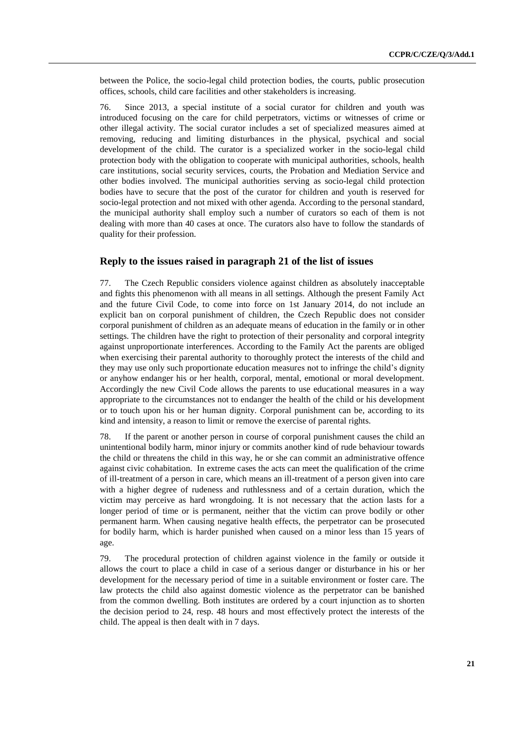between the Police, the socio-legal child protection bodies, the courts, public prosecution offices, schools, child care facilities and other stakeholders is increasing.

76. Since 2013, a special institute of a social curator for children and youth was introduced focusing on the care for child perpetrators, victims or witnesses of crime or other illegal activity. The social curator includes a set of specialized measures aimed at removing, reducing and limiting disturbances in the physical, psychical and social development of the child. The curator is a specialized worker in the socio-legal child protection body with the obligation to cooperate with municipal authorities, schools, health care institutions, social security services, courts, the Probation and Mediation Service and other bodies involved. The municipal authorities serving as socio-legal child protection bodies have to secure that the post of the curator for children and youth is reserved for socio-legal protection and not mixed with other agenda. According to the personal standard, the municipal authority shall employ such a number of curators so each of them is not dealing with more than 40 cases at once. The curators also have to follow the standards of quality for their profession.

## Reply to the issues raised in paragraph 21 of the list of issues

77. The Czech Republic considers violence against children as absolutely inacceptable and fights this phenomenon with all means in all settings. Although the present Family Act and the future Civil Code, to come into force on 1st January 2014, do not include an explicit ban on corporal punishment of children, the Czech Republic does not consider corporal punishment of children as an adequate means of education in the family or in other settings. The children have the right to protection of their personality and corporal integrity against unproportionate interferences. According to the Family Act the parents are obliged when exercising their parental authority to thoroughly protect the interests of the child and they may use only such proportionate education measures not to infringe the child's dignity or anyhow endanger his or her health, corporal, mental, emotional or moral development. Accordingly the new Civil Code allows the parents to use educational measures in a way appropriate to the circumstances not to endanger the health of the child or his development or to touch upon his or her human dignity. Corporal punishment can be, according to its kind and intensity, a reason to limit or remove the exercise of parental rights.

78. If the parent or another person in course of corporal punishment causes the child an unintentional bodily harm, minor injury or commits another kind of rude behaviour towards the child or threatens the child in this way, he or she can commit an administrative offence against civic cohabitation. In extreme cases the acts can meet the qualification of the crime of ill-treatment of a person in care, which means an ill-treatment of a person given into care with a higher degree of rudeness and ruthlessness and of a certain duration, which the victim may perceive as hard wrongdoing. It is not necessary that the action lasts for a longer period of time or is permanent, neither that the victim can prove bodily or other permanent harm. When causing negative health effects, the perpetrator can be prosecuted for bodily harm, which is harder punished when caused on a minor less than 15 years of age.

79. The procedural protection of children against violence in the family or outside it allows the court to place a child in case of a serious danger or disturbance in his or her development for the necessary period of time in a suitable environment or foster care. The law protects the child also against domestic violence as the perpetrator can be banished from the common dwelling. Both institutes are ordered by a court injunction as to shorten the decision period to 24, resp. 48 hours and most effectively protect the interests of the child. The appeal is then dealt with in 7 days.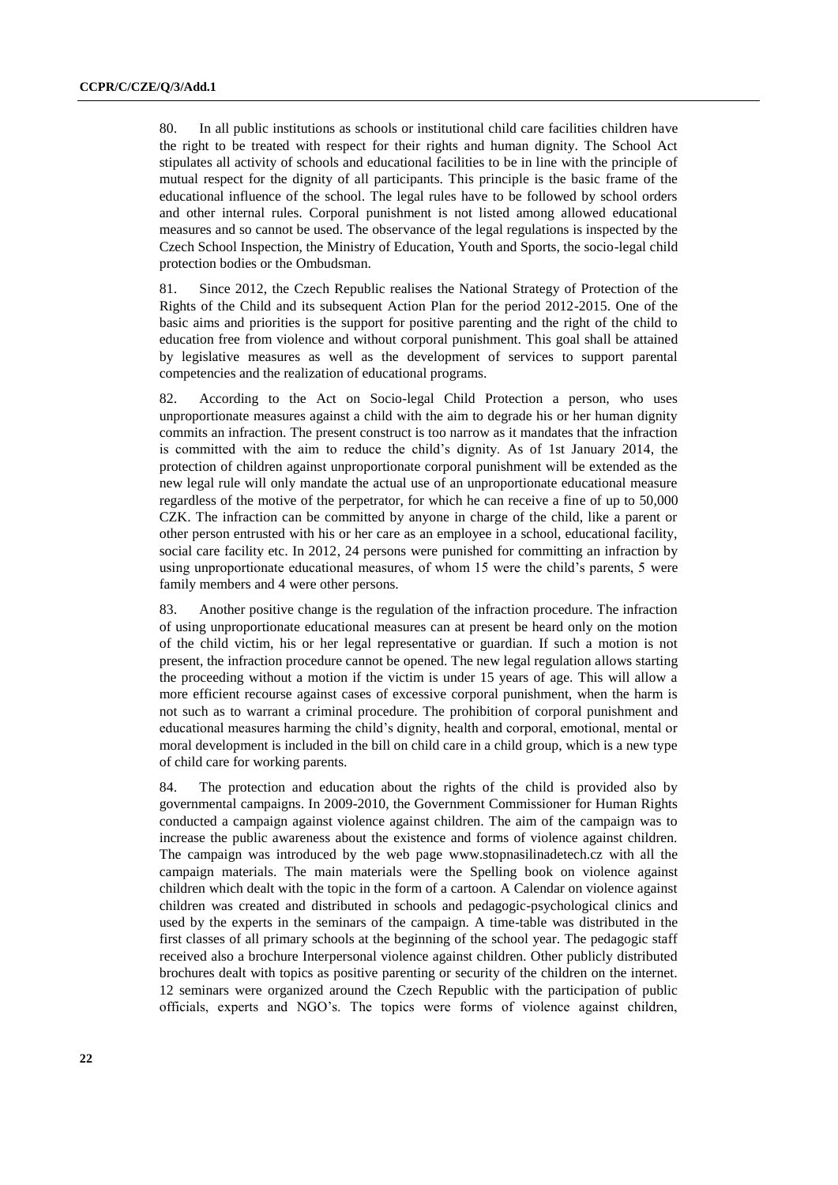80. In all public institutions as schools or institutional child care facilities children have the right to be treated with respect for their rights and human dignity. The School Act stipulates all activity of schools and educational facilities to be in line with the principle of mutual respect for the dignity of all participants. This principle is the basic frame of the educational influence of the school. The legal rules have to be followed by school orders and other internal rules. Corporal punishment is not listed among allowed educational measures and so cannot be used. The observance of the legal regulations is inspected by the Czech School Inspection, the Ministry of Education, Youth and Sports, the socio-legal child protection bodies or the Ombudsman.

81. Since 2012, the Czech Republic realises the National Strategy of Protection of the Rights of the Child and its subsequent Action Plan for the period 2012-2015. One of the basic aims and priorities is the support for positive parenting and the right of the child to education free from violence and without corporal punishment. This goal shall be attained by legislative measures as well as the development of services to support parental competencies and the realization of educational programs.

82. According to the Act on Socio-legal Child Protection a person, who uses unproportionate measures against a child with the aim to degrade his or her human dignity commits an infraction. The present construct is too narrow as it mandates that the infraction is committed with the aim to reduce the child's dignity. As of 1st January 2014, the protection of children against unproportionate corporal punishment will be extended as the new legal rule will only mandate the actual use of an unproportionate educational measure regardless of the motive of the perpetrator, for which he can receive a fine of up to 50,000 CZK. The infraction can be committed by anyone in charge of the child, like a parent or other person entrusted with his or her care as an employee in a school, educational facility, social care facility etc. In 2012, 24 persons were punished for committing an infraction by using unproportionate educational measures, of whom 15 were the child's parents, 5 were family members and 4 were other persons.

83. Another positive change is the regulation of the infraction procedure. The infraction of using unproportionate educational measures can at present be heard only on the motion of the child victim, his or her legal representative or guardian. If such a motion is not present, the infraction procedure cannot be opened. The new legal regulation allows starting the proceeding without a motion if the victim is under 15 years of age. This will allow a more efficient recourse against cases of excessive corporal punishment, when the harm is not such as to warrant a criminal procedure. The prohibition of corporal punishment and educational measures harming the child's dignity, health and corporal, emotional, mental or moral development is included in the bill on child care in a child group, which is a new type of child care for working parents.

84. The protection and education about the rights of the child is provided also by governmental campaigns. In 2009-2010, the Government Commissioner for Human Rights conducted a campaign against violence against children. The aim of the campaign was to increase the public awareness about the existence and forms of violence against children. The campaign was introduced by the web page www.stopnasilinadetech.cz with all the campaign materials. The main materials were the Spelling book on violence against children which dealt with the topic in the form of a cartoon. A Calendar on violence against children was created and distributed in schools and pedagogic-psychological clinics and used by the experts in the seminars of the campaign. A time-table was distributed in the first classes of all primary schools at the beginning of the school year. The pedagogic staff received also a brochure Interpersonal violence against children. Other publicly distributed brochures dealt with topics as positive parenting or security of the children on the internet. 12 seminars were organized around the Czech Republic with the participation of public officials, experts and NGO's. The topics were forms of violence against children,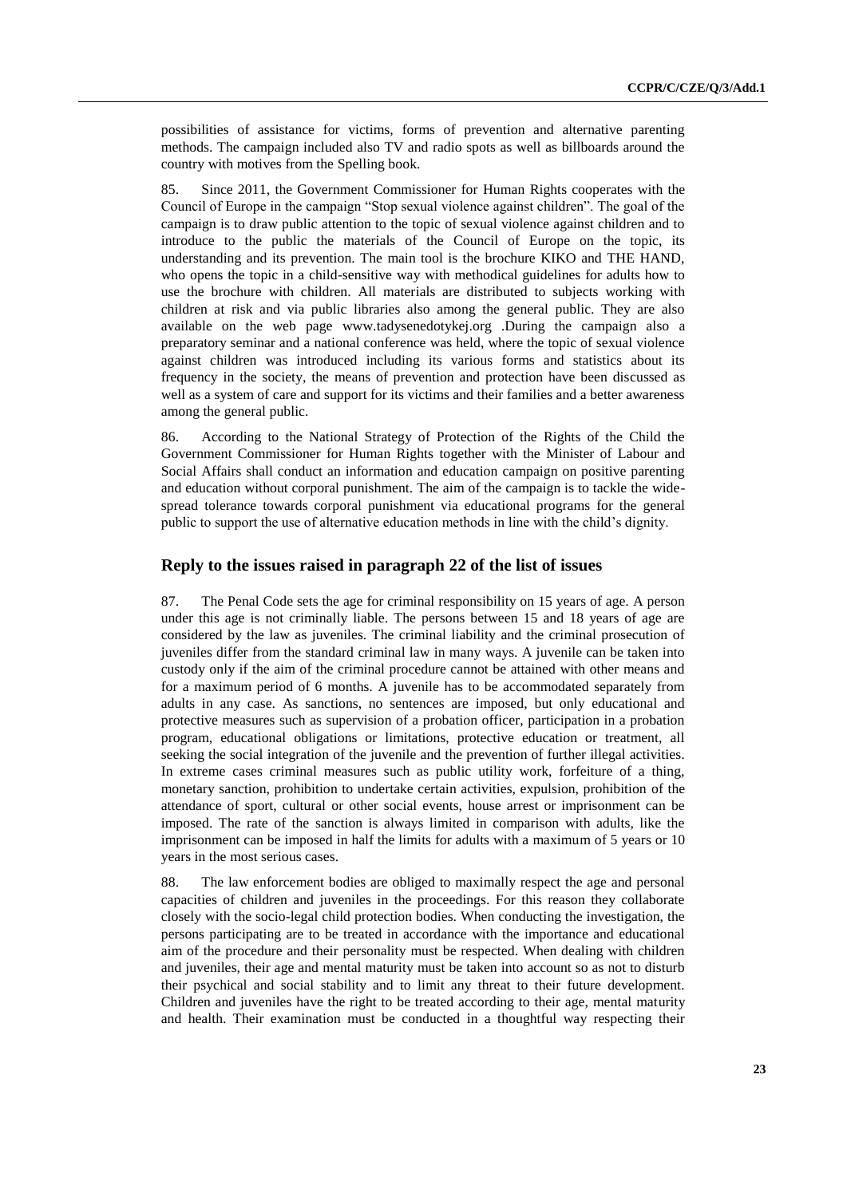possibilities of assistance for victims, forms of prevention and alternative parenting methods. The campaign included also TV and radio spots as well as billboards around the country with motives from the Spelling book.

85. Since 2011, the Government Commissioner for Human Rights cooperates with the Council of Europe in the campaign "Stop sexual violence against children". The goal of the campaign is to draw public attention to the topic of sexual violence against children and to introduce to the public the materials of the Council of Europe on the topic, its understanding and its prevention. The main tool is the brochure KIKO and THE HAND, who opens the topic in a child-sensitive way with methodical guidelines for adults how to use the brochure with children. All materials are distributed to subjects working with children at risk and via public libraries also among the general public. They are also available on the web page www.tadysenedotykej.org .During the campaign also a preparatory seminar and a national conference was held, where the topic of sexual violence against children was introduced including its various forms and statistics about its frequency in the society, the means of prevention and protection have been discussed as well as a system of care and support for its victims and their families and a better awareness among the general public.

86. According to the National Strategy of Protection of the Rights of the Child the Government Commissioner for Human Rights together with the Minister of Labour and Social Affairs shall conduct an information and education campaign on positive parenting and education without corporal punishment. The aim of the campaign is to tackle the wide-spread tolerance towards corporal punishment via educational programs for the general public to support the use of alternative education methods in line with the child's dignity.

## Reply to the issues raised in paragraph 22 of the list of issues

87. The Penal Code sets the age for criminal responsibility on 15 years of age. A person under this age is not criminally liable. The persons between 15 and 18 years of age are considered by the law as juveniles. The criminal liability and the criminal prosecution of juveniles differ from the standard criminal law in many ways. A juvenile can be taken into custody only if the aim of the criminal procedure cannot be attained with other means and for a maximum period of 6 months. A juvenile has to be accommodated separately from adults in any case. As sanctions, no sentences are imposed, but only educational and protective measures such as supervision of a probation officer, participation in a probation program, educational obligations or limitations, protective education or treatment, all seeking the social integration of the juvenile and the prevention of further illegal activities. In extreme cases criminal measures such as public utility work, forfeiture of a thing, monetary sanction, prohibition to undertake certain activities, expulsion, prohibition of the attendance of sport, cultural or other social events, house arrest or imprisonment can be imposed. The rate of the sanction is always limited in comparison with adults, like the imprisonment can be imposed in half the limits for adults with a maximum of 5 years or 10 years in the most serious cases.

88. The law enforcement bodies are obliged to maximally respect the age and personal capacities of children and juveniles in the proceedings. For this reason they collaborate closely with the socio-legal child protection bodies. When conducting the investigation, the persons participating are to be treated in accordance with the importance and educational aim of the procedure and their personality must be respected. When dealing with children and juveniles, their age and mental maturity must be taken into account so as not to disturb their psychical and social stability and to limit any threat to their future development. Children and juveniles have the right to be treated according to their age, mental maturity and health. Their examination must be conducted in a thoughtful way respecting their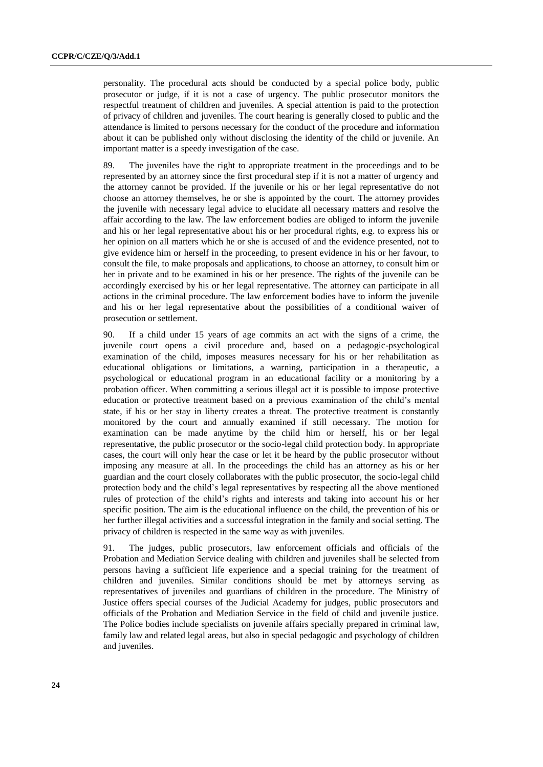personality. The procedural acts should be conducted by a special police body, public prosecutor or judge, if it is not a case of urgency. The public prosecutor monitors the respectful treatment of children and juveniles. A special attention is paid to the protection of privacy of children and juveniles. The court hearing is generally closed to public and the attendance is limited to persons necessary for the conduct of the procedure and information about it can be published only without disclosing the identity of the child or juvenile. An important matter is a speedy investigation of the case.

89. The juveniles have the right to appropriate treatment in the proceedings and to be represented by an attorney since the first procedural step if it is not a matter of urgency and the attorney cannot be provided. If the juvenile or his or her legal representative do not choose an attorney themselves, he or she is appointed by the court. The attorney provides the juvenile with necessary legal advice to elucidate all necessary matters and resolve the affair according to the law. The law enforcement bodies are obliged to inform the juvenile and his or her legal representative about his or her procedural rights, e.g. to express his or her opinion on all matters which he or she is accused of and the evidence presented, not to give evidence him or herself in the proceeding, to present evidence in his or her favour, to consult the file, to make proposals and applications, to choose an attorney, to consult him or her in private and to be examined in his or her presence. The rights of the juvenile can be accordingly exercised by his or her legal representative. The attorney can participate in all actions in the criminal procedure. The law enforcement bodies have to inform the juvenile and his or her legal representative about the possibilities of a conditional waiver of prosecution or settlement.

90. If a child under 15 years of age commits an act with the signs of a crime, the juvenile court opens a civil procedure and, based on a pedagogic-psychological examination of the child, imposes measures necessary for his or her rehabilitation as educational obligations or limitations, a warning, participation in a therapeutic, a psychological or educational program in an educational facility or a monitoring by a probation officer. When committing a serious illegal act it is possible to impose protective education or protective treatment based on a previous examination of the child's mental state, if his or her stay in liberty creates a threat. The protective treatment is constantly monitored by the court and annually examined if still necessary. The motion for examination can be made anytime by the child him or herself, his or her legal representative, the public prosecutor or the socio-legal child protection body. In appropriate cases, the court will only hear the case or let it be heard by the public prosecutor without imposing any measure at all. In the proceedings the child has an attorney as his or her guardian and the court closely collaborates with the public prosecutor, the socio-legal child protection body and the child's legal representatives by respecting all the above mentioned rules of protection of the child's rights and interests and taking into account his or her specific position. The aim is the educational influence on the child, the prevention of his or her further illegal activities and a successful integration in the family and social setting. The privacy of children is respected in the same way as with juveniles.

91. The judges, public prosecutors, law enforcement officials and officials of the Probation and Mediation Service dealing with children and juveniles shall be selected from persons having a sufficient life experience and a special training for the treatment of children and juveniles. Similar conditions should be met by attorneys serving as representatives of juveniles and guardians of children in the procedure. The Ministry of Justice offers special courses of the Judicial Academy for judges, public prosecutors and officials of the Probation and Mediation Service in the field of child and juvenile justice. The Police bodies include specialists on juvenile affairs specially prepared in criminal law, family law and related legal areas, but also in special pedagogic and psychology of children and juveniles.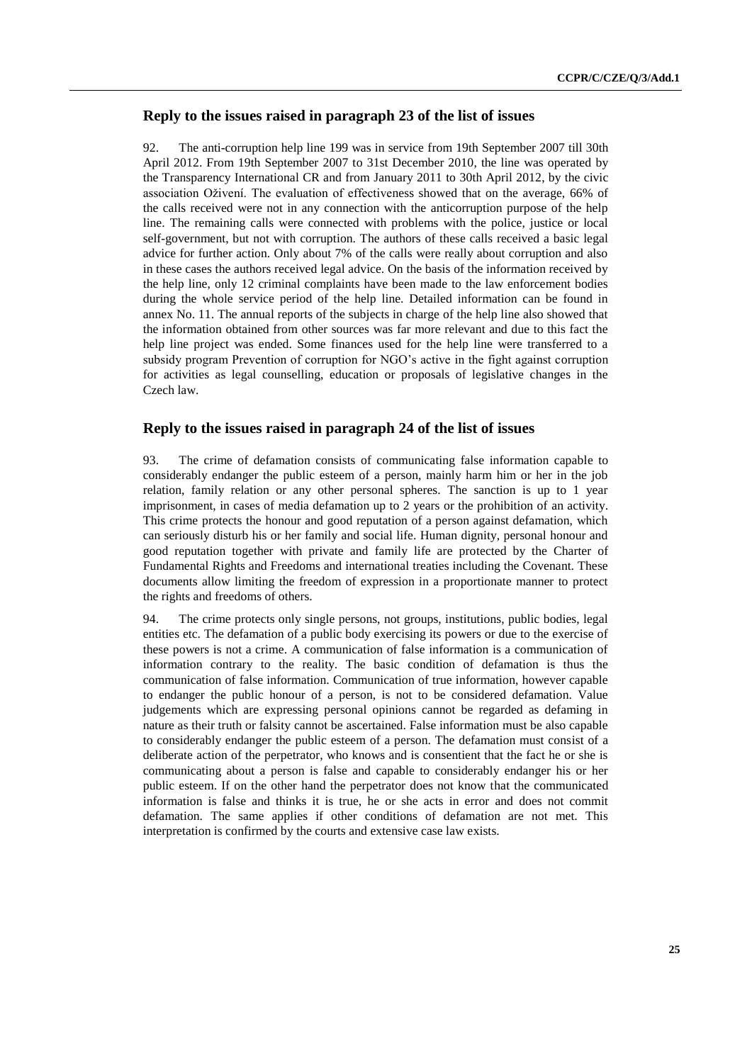## Reply to the issues raised in paragraph 23 of the list of issues

92. The anti-corruption help line 199 was in service from 19th September 2007 till 30th April 2012. From 19th September 2007 to 31st December 2010, the line was operated by the Transparency International CR and from January 2011 to 30th April 2012, by the civic association Oživení. The evaluation of effectiveness showed that on the average, 66% of the calls received were not in any connection with the anticorruption purpose of the help line. The remaining calls were connected with problems with the police, justice or local self-government, but not with corruption. The authors of these calls received a basic legal advice for further action. Only about 7% of the calls were really about corruption and also in these cases the authors received legal advice. On the basis of the information received by the help line, only 12 criminal complaints have been made to the law enforcement bodies during the whole service period of the help line. Detailed information can be found in annex No. 11. The annual reports of the subjects in charge of the help line also showed that the information obtained from other sources was far more relevant and due to this fact the help line project was ended. Some finances used for the help line were transferred to a subsidy program Prevention of corruption for NGO's active in the fight against corruption for activities as legal counselling, education or proposals of legislative changes in the Czech law.

## Reply to the issues raised in paragraph 24 of the list of issues

93. The crime of defamation consists of communicating false information capable to considerably endanger the public esteem of a person, mainly harm him or her in the job relation, family relation or any other personal spheres. The sanction is up to 1 year imprisonment, in cases of media defamation up to 2 years or the prohibition of an activity. This crime protects the honour and good reputation of a person against defamation, which can seriously disturb his or her family and social life. Human dignity, personal honour and good reputation together with private and family life are protected by the Charter of Fundamental Rights and Freedoms and international treaties including the Covenant. These documents allow limiting the freedom of expression in a proportionate manner to protect the rights and freedoms of others.

94. The crime protects only single persons, not groups, institutions, public bodies, legal entities etc. The defamation of a public body exercising its powers or due to the exercise of these powers is not a crime. A communication of false information is a communication of information contrary to the reality. The basic condition of defamation is thus the communication of false information. Communication of true information, however capable to endanger the public honour of a person, is not to be considered defamation. Value judgements which are expressing personal opinions cannot be regarded as defaming in nature as their truth or falsity cannot be ascertained. False information must be also capable to considerably endanger the public esteem of a person. The defamation must consist of a deliberate action of the perpetrator, who knows and is consentient that the fact he or she is communicating about a person is false and capable to considerably endanger his or her public esteem. If on the other hand the perpetrator does not know that the communicated information is false and thinks it is true, he or she acts in error and does not commit defamation. The same applies if other conditions of defamation are not met. This interpretation is confirmed by the courts and extensive case law exists.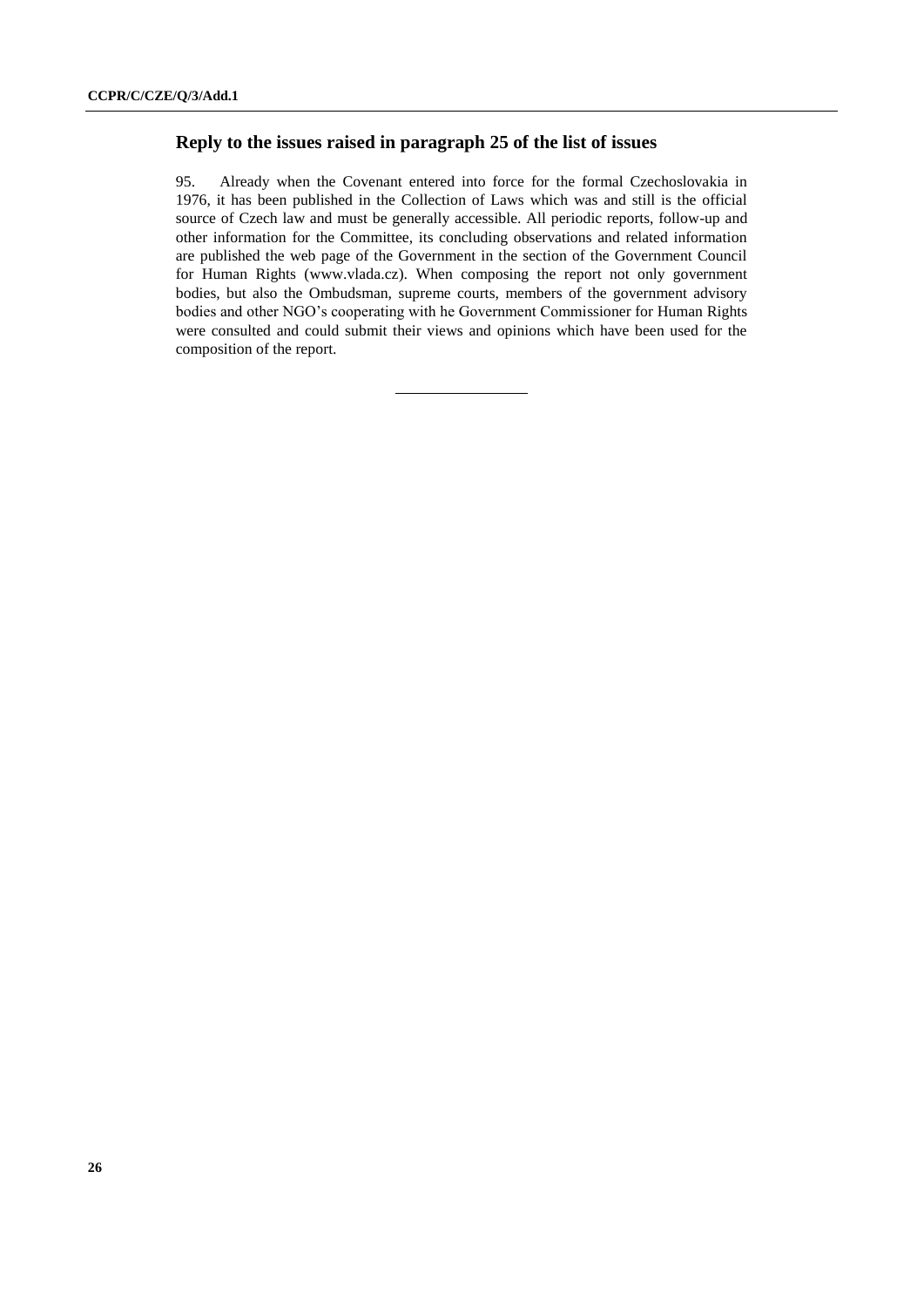## Reply to the issues raised in paragraph 25 of the list of issues

95. Already when the Covenant entered into force for the formal Czechoslovakia in 1976, it has been published in the Collection of Laws which was and still is the official source of Czech law and must be generally accessible. All periodic reports, follow-up and other information for the Committee, its concluding observations and related information are published the web page of the Government in the section of the Government Council for Human Rights (www.vlada.cz). When composing the report not only government bodies, but also the Ombudsman, supreme courts, members of the government advisory bodies and other NGO's cooperating with he Government Commissioner for Human Rights were consulted and could submit their views and opinions which have been used for the composition of the report.